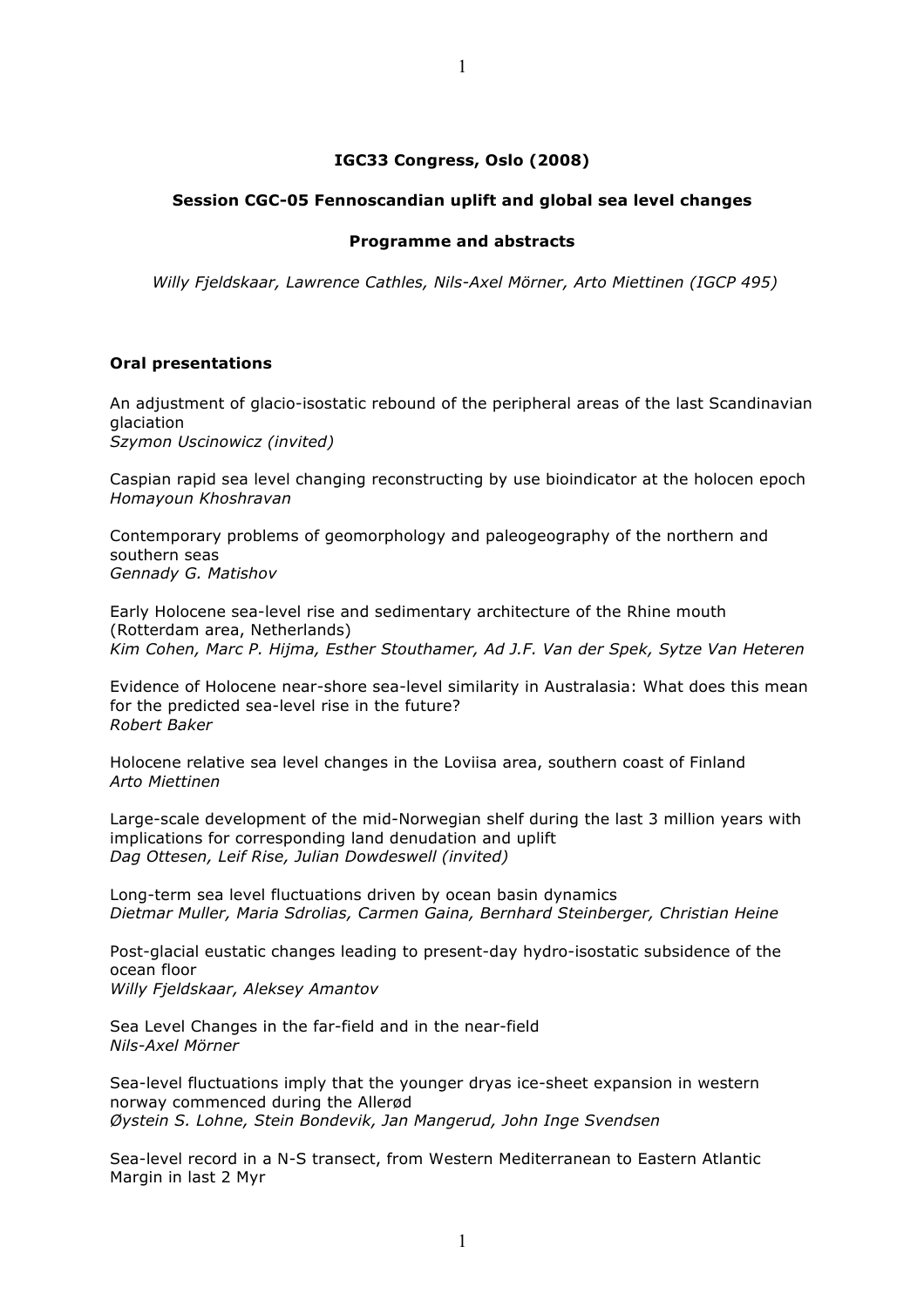**IGC33 Congress, Oslo (2008)**

**Session CGC-05 Fennoscandian uplift and global sea level changes**

**Programme and abstracts**

*Willy Fjeldskaar, Lawrence Cathles, Nils-Axel Mörner, Arto Miettinen (IGCP 495)*

**Oral presentations**

An adjustment of glacio-isostatic rebound of the peripheral areas of the last Scandinavian glaciation
*Szymon Uscinowicz (invited)*

Caspian rapid sea level changing reconstructing by use bioindicator at the holocen epoch
*Homayoun Khoshravan*

Contemporary problems of geomorphology and paleogeography of the northern and southern seas
*Gennady G. Matishov*

Early Holocene sea-level rise and sedimentary architecture of the Rhine mouth (Rotterdam area, Netherlands)
*Kim Cohen, Marc P. Hijma, Esther Stouthamer, Ad J.F. Van der Spek, Sytze Van Heteren*

Evidence of Holocene near-shore sea-level similarity in Australasia: What does this mean for the predicted sea-level rise in the future?
*Robert Baker*

Holocene relative sea level changes in the Loviisa area, southern coast of Finland
*Arto Miettinen*

Large-scale development of the mid-Norwegian shelf during the last 3 million years with implications for corresponding land denudation and uplift
*Dag Ottesen, Leif Rise, Julian Dowdeswell (invited)*

Long-term sea level fluctuations driven by ocean basin dynamics
*Dietmar Muller, Maria Sdrolias, Carmen Gaina, Bernhard Steinberger, Christian Heine*

Post-glacial eustatic changes leading to present-day hydro-isostatic subsidence of the ocean floor
*Willy Fjeldskaar, Aleksey Amantov*

Sea Level Changes in the far-field and in the near-field
*Nils-Axel Mörner*

Sea-level fluctuations imply that the younger dryas ice-sheet expansion in western norway commenced during the Allerød
*Øystein S. Lohne, Stein Bondevik, Jan Mangerud, John Inge Svendsen*

Sea-level record in a N-S transect, from Western Mediterranean to Eastern Atlantic Margin in last 2 Myr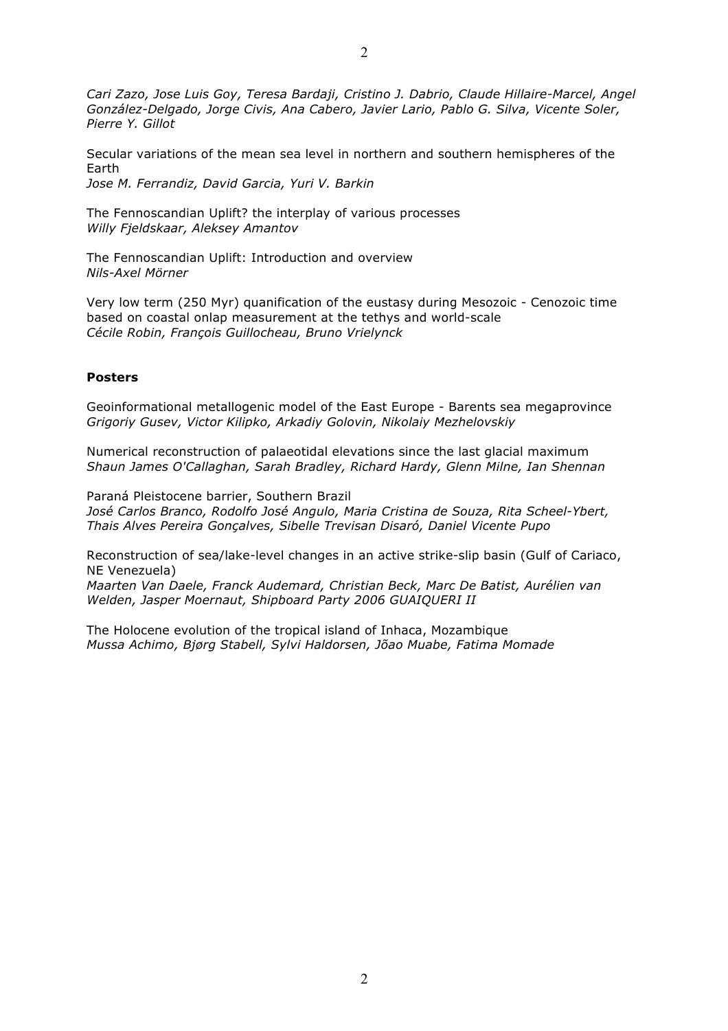*Cari Zazo, Jose Luis Goy, Teresa Bardaji, Cristino J. Dabrio, Claude Hillaire-Marcel, Angel González-Delgado, Jorge Civis, Ana Cabero, Javier Lario, Pablo G. Silva, Vicente Soler, Pierre Y. Gillot*

Secular variations of the mean sea level in northern and southern hemispheres of the Earth
*Jose M. Ferrandiz, David Garcia, Yuri V. Barkin*

The Fennoscandian Uplift? the interplay of various processes
*Willy Fjeldskaar, Aleksey Amantov*

The Fennoscandian Uplift: Introduction and overview
*Nils-Axel Mörner*

Very low term (250 Myr) quanification of the eustasy during Mesozoic - Cenozoic time based on coastal onlap measurement at the tethys and world-scale
*Cécile Robin, François Guillocheau, Bruno Vrielynck*

**Posters**

Geoinformational metallogenic model of the East Europe - Barents sea megaprovince
*Grigoriy Gusev, Victor Kilipko, Arkadiy Golovin, Nikolaiy Mezhelovskiy*

Numerical reconstruction of palaeotidal elevations since the last glacial maximum
*Shaun James O'Callaghan, Sarah Bradley, Richard Hardy, Glenn Milne, Ian Shennan*

Paraná Pleistocene barrier, Southern Brazil
*José Carlos Branco, Rodolfo José Angulo, Maria Cristina de Souza, Rita Scheel-Ybert, Thais Alves Pereira Gonçalves, Sibelle Trevisan Disaró, Daniel Vicente Pupo*

Reconstruction of sea/lake-level changes in an active strike-slip basin (Gulf of Cariaco, NE Venezuela)
*Maarten Van Daele, Franck Audemard, Christian Beck, Marc De Batist, Aurélien van Welden, Jasper Moernaut, Shipboard Party 2006 GUAIQUERI II*

The Holocene evolution of the tropical island of Inhaca, Mozambique
*Mussa Achimo, Bjørg Stabell, Sylvi Haldorsen, Jõao Muabe, Fatima Momade*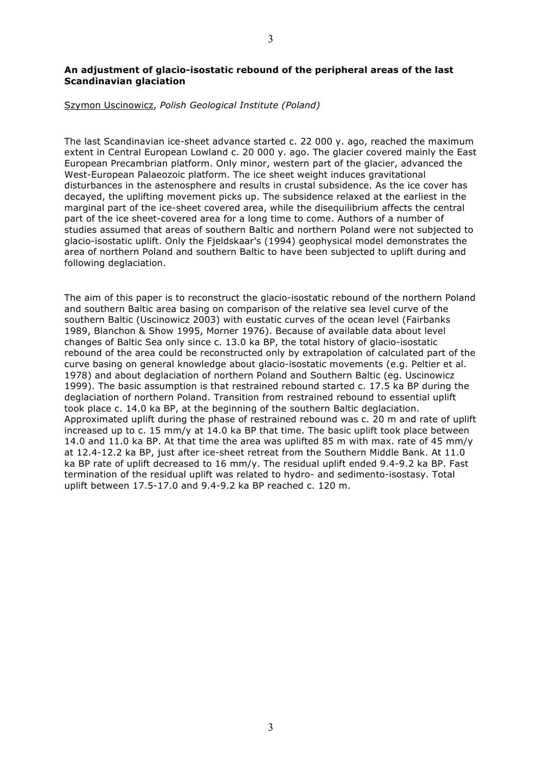**An adjustment of glacio-isostatic rebound of the peripheral areas of the last Scandinavian glaciation**

Szymon Uscinowicz, *Polish Geological Institute (Poland)*

The last Scandinavian ice-sheet advance started c. 22 000 y. ago, reached the maximum extent in Central European Lowland c. 20 000 y. ago. The glacier covered mainly the East European Precambrian platform. Only minor, western part of the glacier, advanced the West-European Palaeozoic platform. The ice sheet weight induces gravitational disturbances in the astenosphere and results in crustal subsidence. As the ice cover has decayed, the uplifting movement picks up. The subsidence relaxed at the earliest in the marginal part of the ice-sheet covered area, while the disequilibrium affects the central part of the ice sheet-covered area for a long time to come. Authors of a number of studies assumed that areas of southern Baltic and northern Poland were not subjected to glacio-isostatic uplift. Only the Fjeldskaar's (1994) geophysical model demonstrates the area of northern Poland and southern Baltic to have been subjected to uplift during and following deglaciation.

The aim of this paper is to reconstruct the glacio-isostatic rebound of the northern Poland and southern Baltic area basing on comparison of the relative sea level curve of the southern Baltic (Uscinowicz 2003) with eustatic curves of the ocean level (Fairbanks 1989, Blanchon & Show 1995, Morner 1976). Because of available data about level changes of Baltic Sea only since c. 13.0 ka BP, the total history of glacio-isostatic rebound of the area could be reconstructed only by extrapolation of calculated part of the curve basing on general knowledge about glacio-isostatic movements (e.g. Peltier et al. 1978) and about deglaciation of northern Poland and Southern Baltic (eg. Uscinowicz 1999). The basic assumption is that restrained rebound started c. 17.5 ka BP during the deglaciation of northern Poland. Transition from restrained rebound to essential uplift took place c. 14.0 ka BP, at the beginning of the southern Baltic deglaciation. Approximated uplift during the phase of restrained rebound was c. 20 m and rate of uplift increased up to c. 15 mm/y at 14.0 ka BP that time. The basic uplift took place between 14.0 and 11.0 ka BP. At that time the area was uplifted 85 m with max. rate of 45 mm/y at 12.4-12.2 ka BP, just after ice-sheet retreat from the Southern Middle Bank. At 11.0 ka BP rate of uplift decreased to 16 mm/y. The residual uplift ended 9.4-9.2 ka BP. Fast termination of the residual uplift was related to hydro- and sedimento-isostasy. Total uplift between 17.5-17.0 and 9.4-9.2 ka BP reached c. 120 m.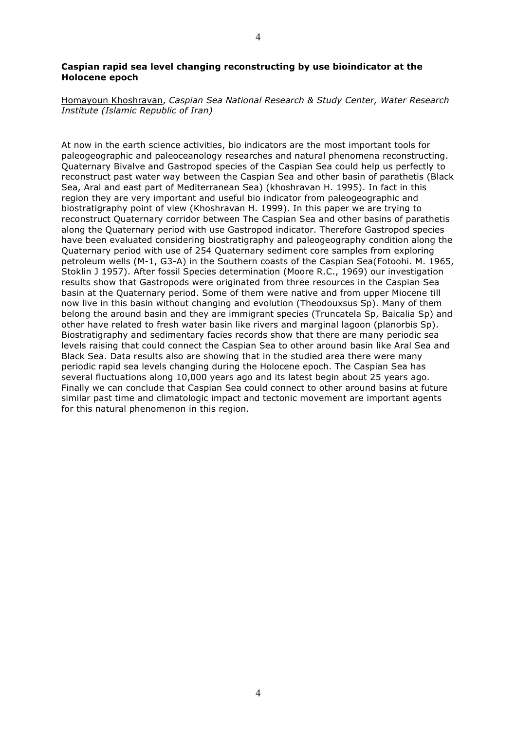**Caspian rapid sea level changing reconstructing by use bioindicator at the Holocene epoch**

Homayoun Khoshravan, *Caspian Sea National Research & Study Center, Water Research Institute (Islamic Republic of Iran)*

At now in the earth science activities, bio indicators are the most important tools for paleogeographic and paleoceanology researches and natural phenomena reconstructing. Quaternary Bivalve and Gastropod species of the Caspian Sea could help us perfectly to reconstruct past water way between the Caspian Sea and other basin of parathetis (Black Sea, Aral and east part of Mediterranean Sea) (khoshravan H. 1995). In fact in this region they are very important and useful bio indicator from paleogeographic and biostratigraphy point of view (Khoshravan H. 1999). In this paper we are trying to reconstruct Quaternary corridor between The Caspian Sea and other basins of parathetis along the Quaternary period with use Gastropod indicator. Therefore Gastropod species have been evaluated considering biostratigraphy and paleogeography condition along the Quaternary period with use of 254 Quaternary sediment core samples from exploring petroleum wells (M-1, G3-A) in the Southern coasts of the Caspian Sea(Fotoohi. M. 1965, Stoklin J 1957). After fossil Species determination (Moore R.C., 1969) our investigation results show that Gastropods were originated from three resources in the Caspian Sea basin at the Quaternary period. Some of them were native and from upper Miocene till now live in this basin without changing and evolution (Theodouxsus Sp). Many of them belong the around basin and they are immigrant species (Truncatela Sp, Baicalia Sp) and other have related to fresh water basin like rivers and marginal lagoon (planorbis Sp). Biostratigraphy and sedimentary facies records show that there are many periodic sea levels raising that could connect the Caspian Sea to other around basin like Aral Sea and Black Sea. Data results also are showing that in the studied area there were many periodic rapid sea levels changing during the Holocene epoch. The Caspian Sea has several fluctuations along 10,000 years ago and its latest begin about 25 years ago. Finally we can conclude that Caspian Sea could connect to other around basins at future similar past time and climatologic impact and tectonic movement are important agents for this natural phenomenon in this region.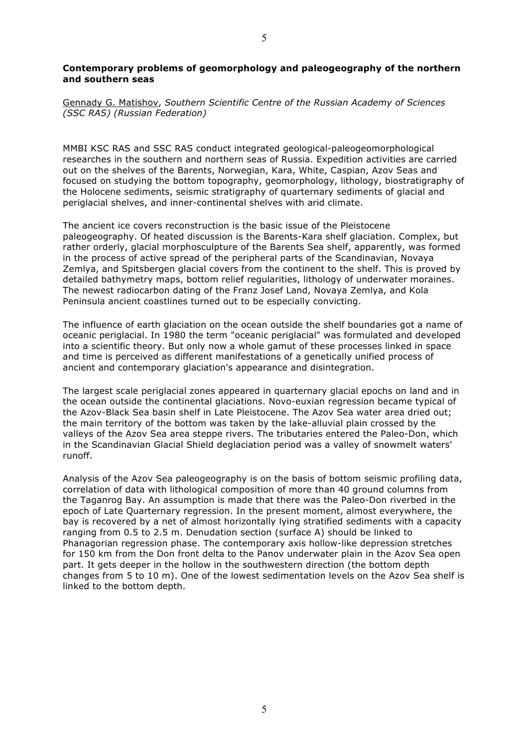## **Contemporary problems of geomorphology and paleogeography of the northern and southern seas**

Gennady G. Matishov, *Southern Scientific Centre of the Russian Academy of Sciences (SSC RAS) (Russian Federation)*

MMBI KSC RAS and SSC RAS conduct integrated geological-paleogeomorphological researches in the southern and northern seas of Russia. Expedition activities are carried out on the shelves of the Barents, Norwegian, Kara, White, Caspian, Azov Seas and focused on studying the bottom topography, geomorphology, lithology, biostratigraphy of the Holocene sediments, seismic stratigraphy of quarternary sediments of glacial and periglacial shelves, and inner-continental shelves with arid climate.

The ancient ice covers reconstruction is the basic issue of the Pleistocene paleogeography. Of heated discussion is the Barents-Kara shelf glaciation. Complex, but rather orderly, glacial morphosculpture of the Barents Sea shelf, apparently, was formed in the process of active spread of the peripheral parts of the Scandinavian, Novaya Zemlya, and Spitsbergen glacial covers from the continent to the shelf. This is proved by detailed bathymetry maps, bottom relief regularities, lithology of underwater moraines. The newest radiocarbon dating of the Franz Josef Land, Novaya Zemlya, and Kola Peninsula ancient coastlines turned out to be especially convicting.

The influence of earth glaciation on the ocean outside the shelf boundaries got a name of oceanic periglacial. In 1980 the term "oceanic periglacial" was formulated and developed into a scientific theory. But only now a whole gamut of these processes linked in space and time is perceived as different manifestations of a genetically unified process of ancient and contemporary glaciation's appearance and disintegration.

The largest scale periglacial zones appeared in quarternary glacial epochs on land and in the ocean outside the continental glaciations. Novo-euxian regression became typical of the Azov-Black Sea basin shelf in Late Pleistocene. The Azov Sea water area dried out; the main territory of the bottom was taken by the lake-alluvial plain crossed by the valleys of the Azov Sea area steppe rivers. The tributaries entered the Paleo-Don, which in the Scandinavian Glacial Shield deglaciation period was a valley of snowmelt waters' runoff.

Analysis of the Azov Sea paleogeography is on the basis of bottom seismic profiling data, correlation of data with lithological composition of more than 40 ground columns from the Taganrog Bay. An assumption is made that there was the Paleo-Don riverbed in the epoch of Late Quarternary regression. In the present moment, almost everywhere, the bay is recovered by a net of almost horizontally lying stratified sediments with a capacity ranging from 0.5 to 2.5 m. Denudation section (surface A) should be linked to Phanagorian regression phase. The contemporary axis hollow-like depression stretches for 150 km from the Don front delta to the Panov underwater plain in the Azov Sea open part. It gets deeper in the hollow in the southwestern direction (the bottom depth changes from 5 to 10 m). One of the lowest sedimentation levels on the Azov Sea shelf is linked to the bottom depth.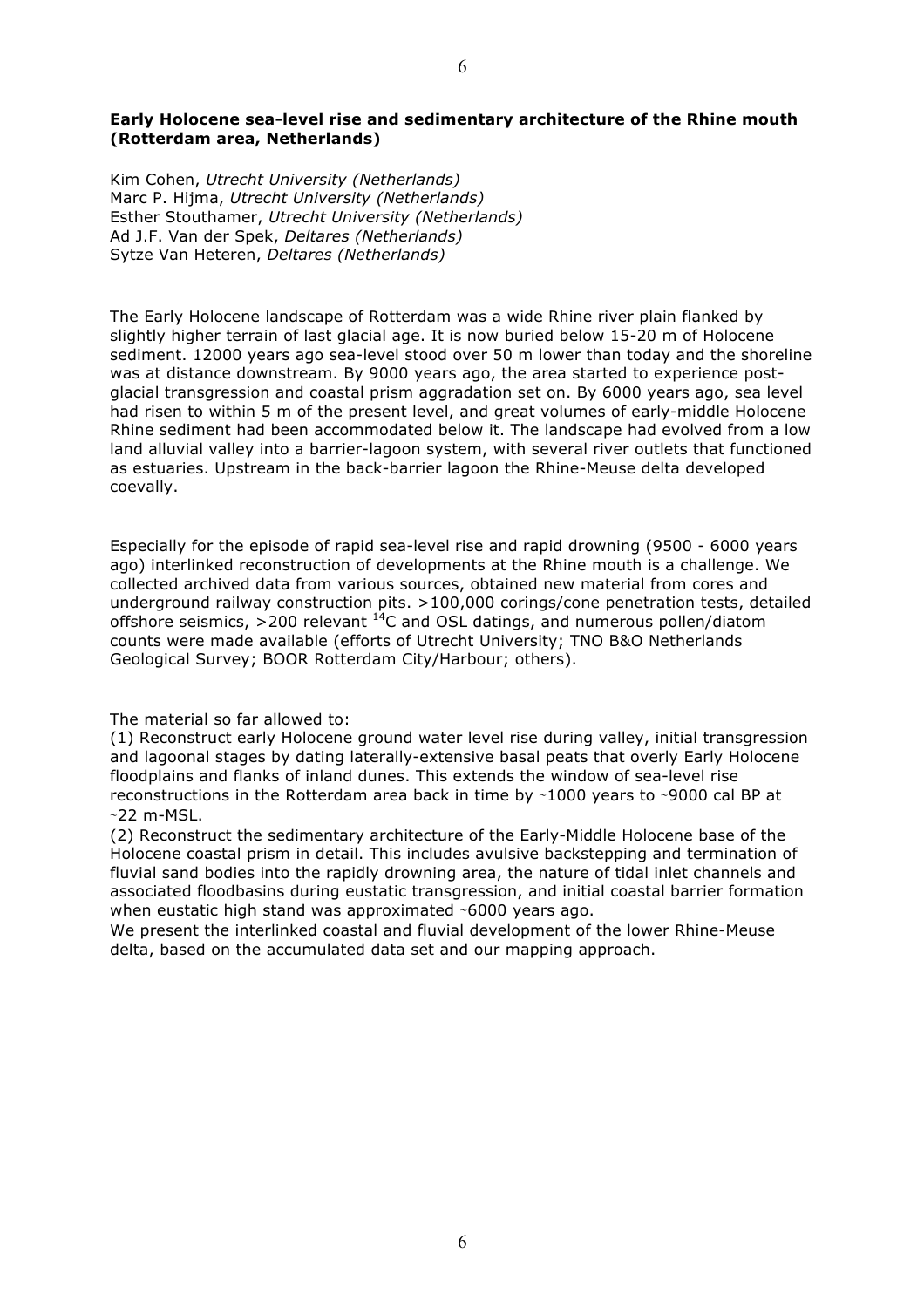**Early Holocene sea-level rise and sedimentary architecture of the Rhine mouth (Rotterdam area, Netherlands)**

Kim Cohen, *Utrecht University (Netherlands)*
Marc P. Hijma, *Utrecht University (Netherlands)*
Esther Stouthamer, *Utrecht University (Netherlands)*
Ad J.F. Van der Spek, *Deltares (Netherlands)*
Sytze Van Heteren, *Deltares (Netherlands)*

The Early Holocene landscape of Rotterdam was a wide Rhine river plain flanked by slightly higher terrain of last glacial age. It is now buried below 15-20 m of Holocene sediment. 12000 years ago sea-level stood over 50 m lower than today and the shoreline was at distance downstream. By 9000 years ago, the area started to experience post-glacial transgression and coastal prism aggradation set on. By 6000 years ago, sea level had risen to within 5 m of the present level, and great volumes of early-middle Holocene Rhine sediment had been accommodated below it. The landscape had evolved from a low land alluvial valley into a barrier-lagoon system, with several river outlets that functioned as estuaries. Upstream in the back-barrier lagoon the Rhine-Meuse delta developed coevally.

Especially for the episode of rapid sea-level rise and rapid drowning (9500 - 6000 years ago) interlinked reconstruction of developments at the Rhine mouth is a challenge. We collected archived data from various sources, obtained new material from cores and underground railway construction pits. >100,000 corings/cone penetration tests, detailed offshore seismics, >200 relevant $^{14}$C and OSL datings, and numerous pollen/diatom counts were made available (efforts of Utrecht University; TNO B&O Netherlands Geological Survey; BOOR Rotterdam City/Harbour; others).

The material so far allowed to:
(1) Reconstruct early Holocene ground water level rise during valley, initial transgression and lagoonal stages by dating laterally-extensive basal peats that overly Early Holocene floodplains and flanks of inland dunes. This extends the window of sea-level rise reconstructions in the Rotterdam area back in time by ~1000 years to ~9000 cal BP at ~22 m-MSL.
(2) Reconstruct the sedimentary architecture of the Early-Middle Holocene base of the Holocene coastal prism in detail. This includes avulsive backstepping and termination of fluvial sand bodies into the rapidly drowning area, the nature of tidal inlet channels and associated floodbasins during eustatic transgression, and initial coastal barrier formation when eustatic high stand was approximated ~6000 years ago.
We present the interlinked coastal and fluvial development of the lower Rhine-Meuse delta, based on the accumulated data set and our mapping approach.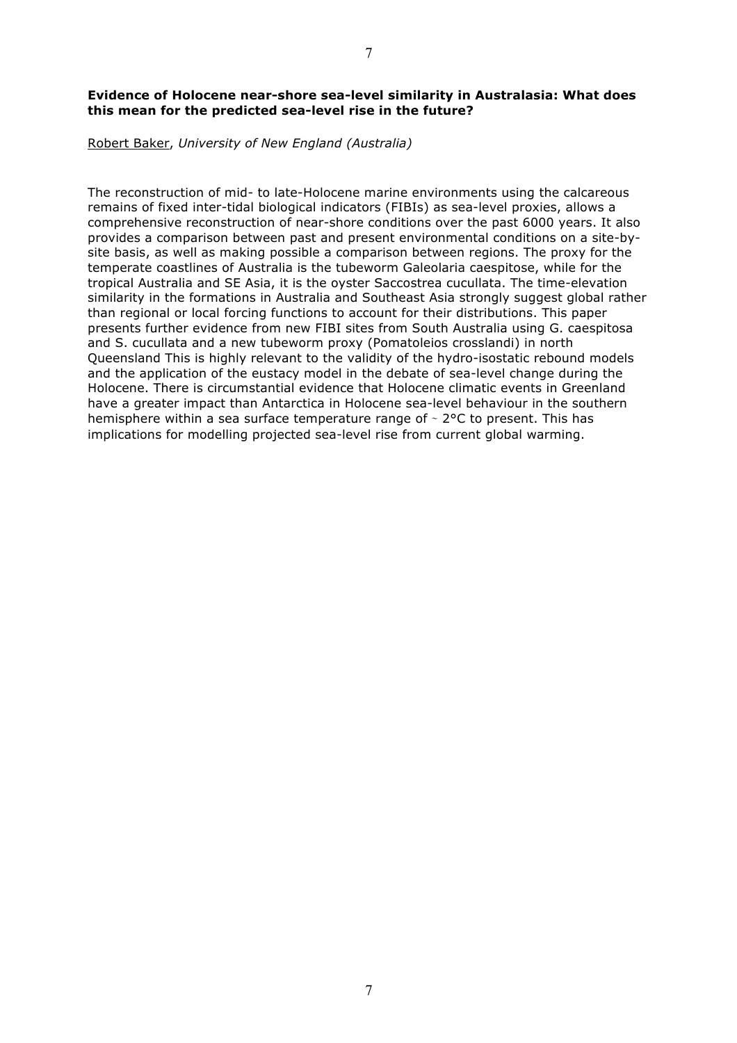**Evidence of Holocene near-shore sea-level similarity in Australasia: What does this mean for the predicted sea-level rise in the future?**

Robert Baker, *University of New England (Australia)*

The reconstruction of mid- to late-Holocene marine environments using the calcareous remains of fixed inter-tidal biological indicators (FIBIs) as sea-level proxies, allows a comprehensive reconstruction of near-shore conditions over the past 6000 years. It also provides a comparison between past and present environmental conditions on a site-by-site basis, as well as making possible a comparison between regions. The proxy for the temperate coastlines of Australia is the tubeworm Galeolaria caespitose, while for the tropical Australia and SE Asia, it is the oyster Saccostrea cucullata. The time-elevation similarity in the formations in Australia and Southeast Asia strongly suggest global rather than regional or local forcing functions to account for their distributions. This paper presents further evidence from new FIBI sites from South Australia using G. caespitosa and S. cucullata and a new tubeworm proxy (Pomatoleios crosslandi) in north Queensland This is highly relevant to the validity of the hydro-isostatic rebound models and the application of the eustacy model in the debate of sea-level change during the Holocene. There is circumstantial evidence that Holocene climatic events in Greenland have a greater impact than Antarctica in Holocene sea-level behaviour in the southern hemisphere within a sea surface temperature range of ~ 2°C to present. This has implications for modelling projected sea-level rise from current global warming.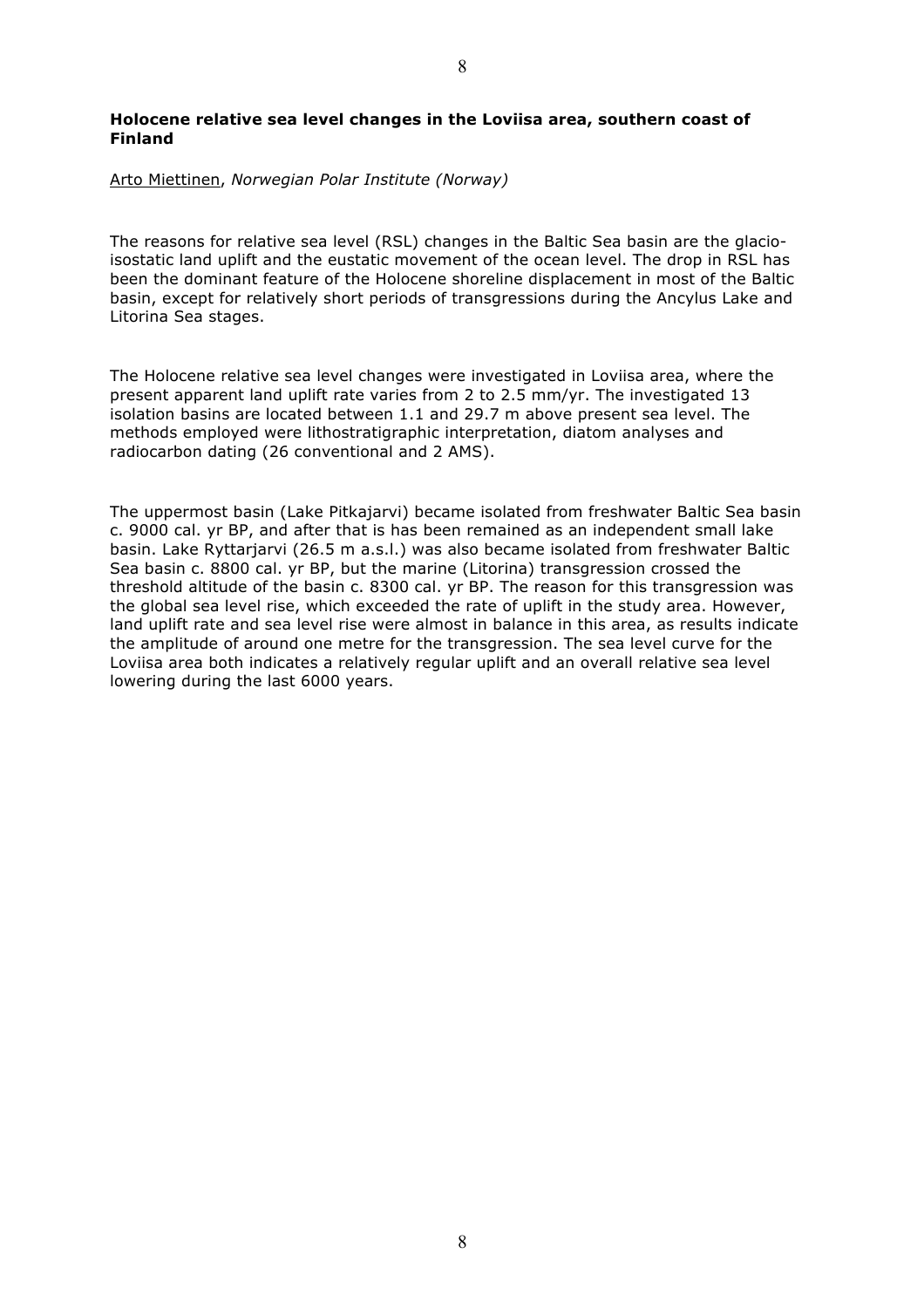**Holocene relative sea level changes in the Loviisa area, southern coast of Finland**

Arto Miettinen, *Norwegian Polar Institute (Norway)*

The reasons for relative sea level (RSL) changes in the Baltic Sea basin are the glacio-isostatic land uplift and the eustatic movement of the ocean level. The drop in RSL has been the dominant feature of the Holocene shoreline displacement in most of the Baltic basin, except for relatively short periods of transgressions during the Ancylus Lake and Litorina Sea stages.

The Holocene relative sea level changes were investigated in Loviisa area, where the present apparent land uplift rate varies from 2 to 2.5 mm/yr. The investigated 13 isolation basins are located between 1.1 and 29.7 m above present sea level. The methods employed were lithostratigraphic interpretation, diatom analyses and radiocarbon dating (26 conventional and 2 AMS).

The uppermost basin (Lake Pitkajarvi) became isolated from freshwater Baltic Sea basin c. 9000 cal. yr BP, and after that is has been remained as an independent small lake basin. Lake Ryttarjarvi (26.5 m a.s.l.) was also became isolated from freshwater Baltic Sea basin c. 8800 cal. yr BP, but the marine (Litorina) transgression crossed the threshold altitude of the basin c. 8300 cal. yr BP. The reason for this transgression was the global sea level rise, which exceeded the rate of uplift in the study area. However, land uplift rate and sea level rise were almost in balance in this area, as results indicate the amplitude of around one metre for the transgression. The sea level curve for the Loviisa area both indicates a relatively regular uplift and an overall relative sea level lowering during the last 6000 years.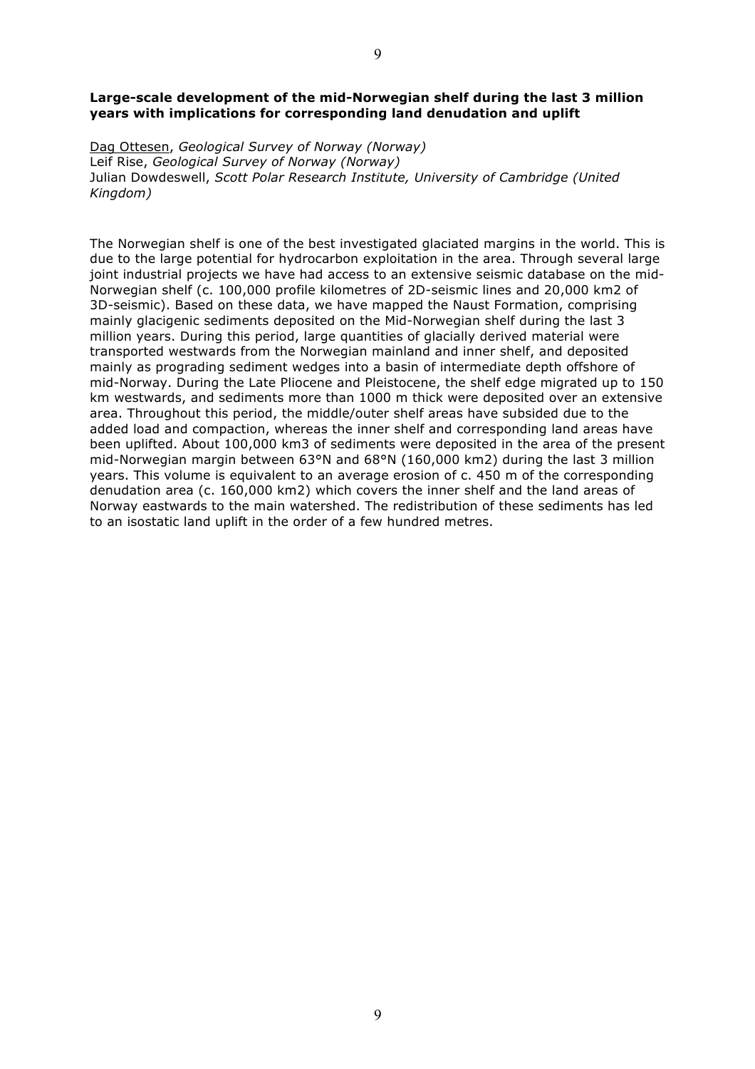**Large-scale development of the mid-Norwegian shelf during the last 3 million years with implications for corresponding land denudation and uplift**

Dag Ottesen, *Geological Survey of Norway (Norway)*
Leif Rise, *Geological Survey of Norway (Norway)*
Julian Dowdeswell, *Scott Polar Research Institute, University of Cambridge (United Kingdom)*

The Norwegian shelf is one of the best investigated glaciated margins in the world. This is due to the large potential for hydrocarbon exploitation in the area. Through several large joint industrial projects we have had access to an extensive seismic database on the mid-Norwegian shelf (c. 100,000 profile kilometres of 2D-seismic lines and 20,000 km2 of 3D-seismic). Based on these data, we have mapped the Naust Formation, comprising mainly glacigenic sediments deposited on the Mid-Norwegian shelf during the last 3 million years. During this period, large quantities of glacially derived material were transported westwards from the Norwegian mainland and inner shelf, and deposited mainly as prograding sediment wedges into a basin of intermediate depth offshore of mid-Norway. During the Late Pliocene and Pleistocene, the shelf edge migrated up to 150 km westwards, and sediments more than 1000 m thick were deposited over an extensive area. Throughout this period, the middle/outer shelf areas have subsided due to the added load and compaction, whereas the inner shelf and corresponding land areas have been uplifted. About 100,000 km3 of sediments were deposited in the area of the present mid-Norwegian margin between 63°N and 68°N (160,000 km2) during the last 3 million years. This volume is equivalent to an average erosion of c. 450 m of the corresponding denudation area (c. 160,000 km2) which covers the inner shelf and the land areas of Norway eastwards to the main watershed. The redistribution of these sediments has led to an isostatic land uplift in the order of a few hundred metres.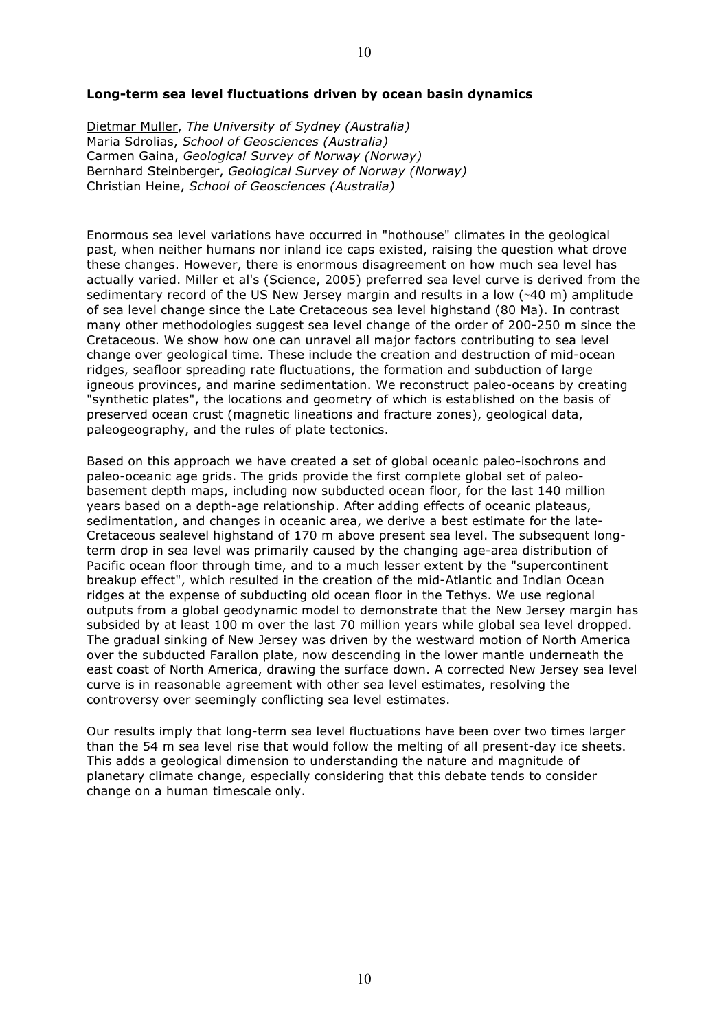**Long-term sea level fluctuations driven by ocean basin dynamics**

Dietmar Muller, *The University of Sydney (Australia)*
Maria Sdrolias, *School of Geosciences (Australia)*
Carmen Gaina, *Geological Survey of Norway (Norway)*
Bernhard Steinberger, *Geological Survey of Norway (Norway)*
Christian Heine, *School of Geosciences (Australia)*

Enormous sea level variations have occurred in "hothouse" climates in the geological past, when neither humans nor inland ice caps existed, raising the question what drove these changes. However, there is enormous disagreement on how much sea level has actually varied. Miller et al's (Science, 2005) preferred sea level curve is derived from the sedimentary record of the US New Jersey margin and results in a low (~40 m) amplitude of sea level change since the Late Cretaceous sea level highstand (80 Ma). In contrast many other methodologies suggest sea level change of the order of 200-250 m since the Cretaceous. We show how one can unravel all major factors contributing to sea level change over geological time. These include the creation and destruction of mid-ocean ridges, seafloor spreading rate fluctuations, the formation and subduction of large igneous provinces, and marine sedimentation. We reconstruct paleo-oceans by creating "synthetic plates", the locations and geometry of which is established on the basis of preserved ocean crust (magnetic lineations and fracture zones), geological data, paleogeography, and the rules of plate tectonics.

Based on this approach we have created a set of global oceanic paleo-isochrons and paleo-oceanic age grids. The grids provide the first complete global set of paleo-basement depth maps, including now subducted ocean floor, for the last 140 million years based on a depth-age relationship. After adding effects of oceanic plateaus, sedimentation, and changes in oceanic area, we derive a best estimate for the late-Cretaceous sealevel highstand of 170 m above present sea level. The subsequent long-term drop in sea level was primarily caused by the changing age-area distribution of Pacific ocean floor through time, and to a much lesser extent by the "supercontinent breakup effect", which resulted in the creation of the mid-Atlantic and Indian Ocean ridges at the expense of subducting old ocean floor in the Tethys. We use regional outputs from a global geodynamic model to demonstrate that the New Jersey margin has subsided by at least 100 m over the last 70 million years while global sea level dropped. The gradual sinking of New Jersey was driven by the westward motion of North America over the subducted Farallon plate, now descending in the lower mantle underneath the east coast of North America, drawing the surface down. A corrected New Jersey sea level curve is in reasonable agreement with other sea level estimates, resolving the controversy over seemingly conflicting sea level estimates.

Our results imply that long-term sea level fluctuations have been over two times larger than the 54 m sea level rise that would follow the melting of all present-day ice sheets. This adds a geological dimension to understanding the nature and magnitude of planetary climate change, especially considering that this debate tends to consider change on a human timescale only.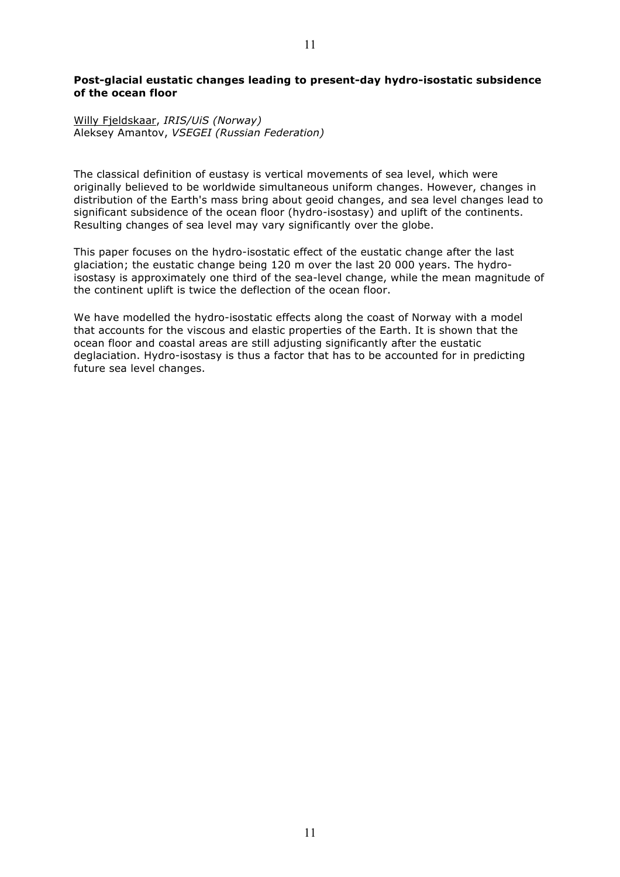**Post-glacial eustatic changes leading to present-day hydro-isostatic subsidence of the ocean floor**

Willy Fjeldskaar, *IRIS/UiS (Norway)*
Aleksey Amantov, *VSEGEI (Russian Federation)*

The classical definition of eustasy is vertical movements of sea level, which were originally believed to be worldwide simultaneous uniform changes. However, changes in distribution of the Earth's mass bring about geoid changes, and sea level changes lead to significant subsidence of the ocean floor (hydro-isostasy) and uplift of the continents. Resulting changes of sea level may vary significantly over the globe.

This paper focuses on the hydro-isostatic effect of the eustatic change after the last glaciation; the eustatic change being 120 m over the last 20 000 years. The hydro-isostasy is approximately one third of the sea-level change, while the mean magnitude of the continent uplift is twice the deflection of the ocean floor.

We have modelled the hydro-isostatic effects along the coast of Norway with a model that accounts for the viscous and elastic properties of the Earth. It is shown that the ocean floor and coastal areas are still adjusting significantly after the eustatic deglaciation. Hydro-isostasy is thus a factor that has to be accounted for in predicting future sea level changes.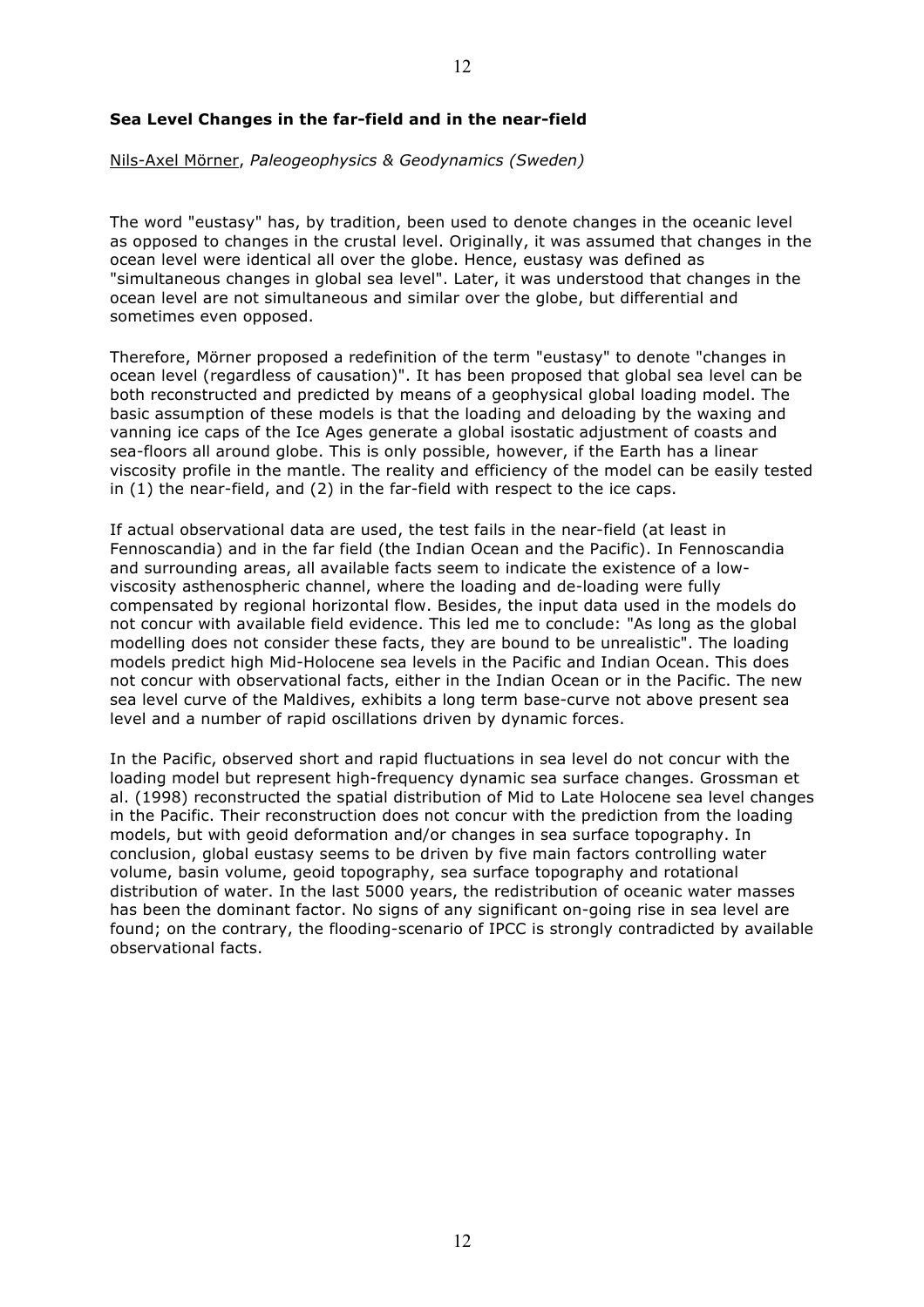## Sea Level Changes in the far-field and in the near-field

<u>Nils-Axel Mörner</u>, *Paleogeophysics & Geodynamics (Sweden)*

The word "eustasy" has, by tradition, been used to denote changes in the oceanic level as opposed to changes in the crustal level. Originally, it was assumed that changes in the ocean level were identical all over the globe. Hence, eustasy was defined as "simultaneous changes in global sea level". Later, it was understood that changes in the ocean level are not simultaneous and similar over the globe, but differential and sometimes even opposed.

Therefore, Mörner proposed a redefinition of the term "eustasy" to denote "changes in ocean level (regardless of causation)". It has been proposed that global sea level can be both reconstructed and predicted by means of a geophysical global loading model. The basic assumption of these models is that the loading and deloading by the waxing and vanning ice caps of the Ice Ages generate a global isostatic adjustment of coasts and sea-floors all around globe. This is only possible, however, if the Earth has a linear viscosity profile in the mantle. The reality and efficiency of the model can be easily tested in (1) the near-field, and (2) in the far-field with respect to the ice caps.

If actual observational data are used, the test fails in the near-field (at least in Fennoscandia) and in the far field (the Indian Ocean and the Pacific). In Fennoscandia and surrounding areas, all available facts seem to indicate the existence of a low-viscosity asthenospheric channel, where the loading and de-loading were fully compensated by regional horizontal flow. Besides, the input data used in the models do not concur with available field evidence. This led me to conclude: "As long as the global modelling does not consider these facts, they are bound to be unrealistic". The loading models predict high Mid-Holocene sea levels in the Pacific and Indian Ocean. This does not concur with observational facts, either in the Indian Ocean or in the Pacific. The new sea level curve of the Maldives, exhibits a long term base-curve not above present sea level and a number of rapid oscillations driven by dynamic forces.

In the Pacific, observed short and rapid fluctuations in sea level do not concur with the loading model but represent high-frequency dynamic sea surface changes. Grossman et al. (1998) reconstructed the spatial distribution of Mid to Late Holocene sea level changes in the Pacific. Their reconstruction does not concur with the prediction from the loading models, but with geoid deformation and/or changes in sea surface topography. In conclusion, global eustasy seems to be driven by five main factors controlling water volume, basin volume, geoid topography, sea surface topography and rotational distribution of water. In the last 5000 years, the redistribution of oceanic water masses has been the dominant factor. No signs of any significant on-going rise in sea level are found; on the contrary, the flooding-scenario of IPCC is strongly contradicted by available observational facts.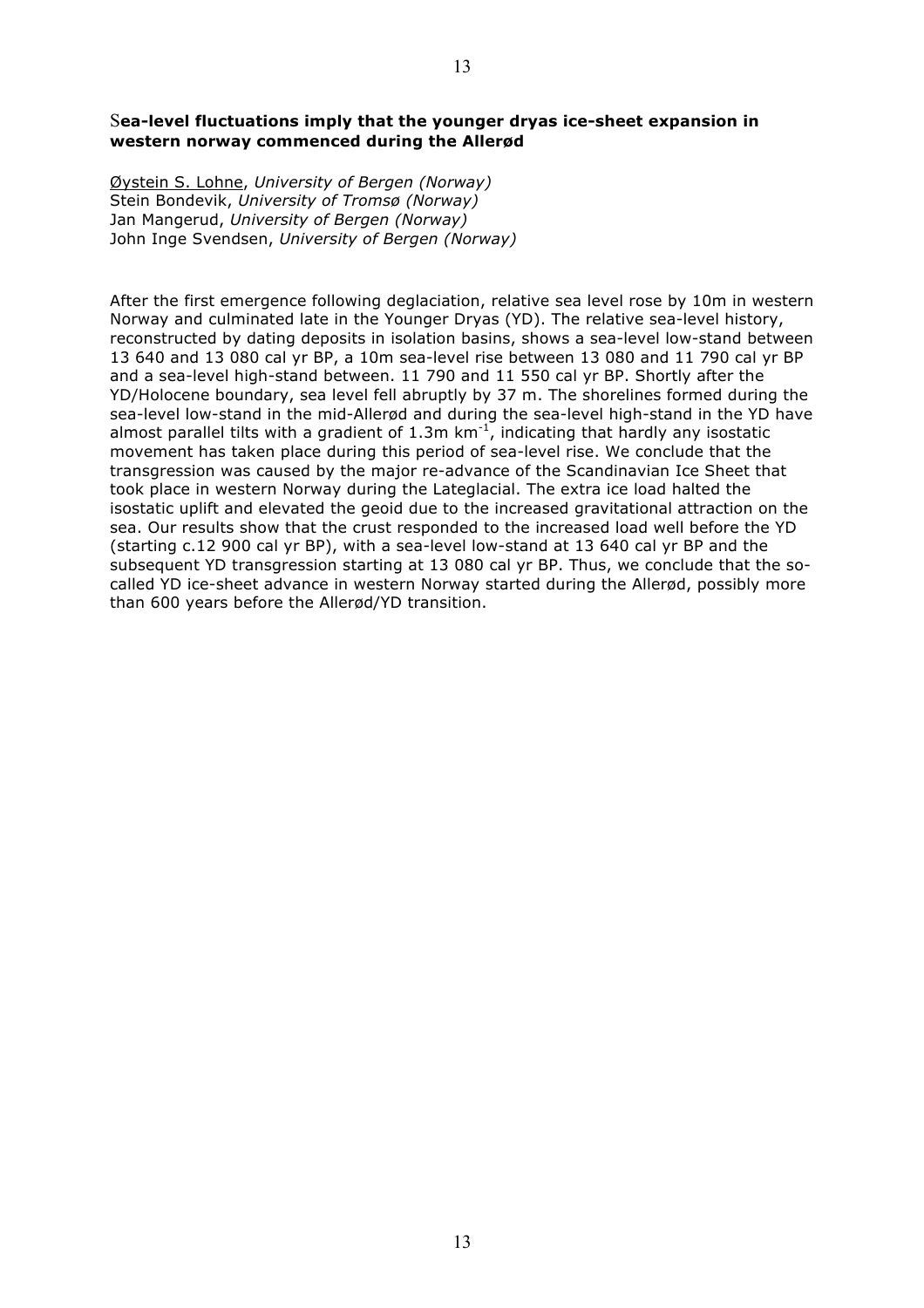### Sea-level fluctuations imply that the younger dryas ice-sheet expansion in western norway commenced during the Allerød

Øystein S. Lohne, *University of Bergen (Norway)*
Stein Bondevik, *University of Tromsø (Norway)*
Jan Mangerud, *University of Bergen (Norway)*
John Inge Svendsen, *University of Bergen (Norway)*

After the first emergence following deglaciation, relative sea level rose by 10m in western Norway and culminated late in the Younger Dryas (YD). The relative sea-level history, reconstructed by dating deposits in isolation basins, shows a sea-level low-stand between 13 640 and 13 080 cal yr BP, a 10m sea-level rise between 13 080 and 11 790 cal yr BP and a sea-level high-stand between. 11 790 and 11 550 cal yr BP. Shortly after the YD/Holocene boundary, sea level fell abruptly by 37 m. The shorelines formed during the sea-level low-stand in the mid-Allerød and during the sea-level high-stand in the YD have almost parallel tilts with a gradient of 1.3m $km^{-1}$, indicating that hardly any isostatic movement has taken place during this period of sea-level rise. We conclude that the transgression was caused by the major re-advance of the Scandinavian Ice Sheet that took place in western Norway during the Lateglacial. The extra ice load halted the isostatic uplift and elevated the geoid due to the increased gravitational attraction on the sea. Our results show that the crust responded to the increased load well before the YD (starting c.12 900 cal yr BP), with a sea-level low-stand at 13 640 cal yr BP and the subsequent YD transgression starting at 13 080 cal yr BP. Thus, we conclude that the so-called YD ice-sheet advance in western Norway started during the Allerød, possibly more than 600 years before the Allerød/YD transition.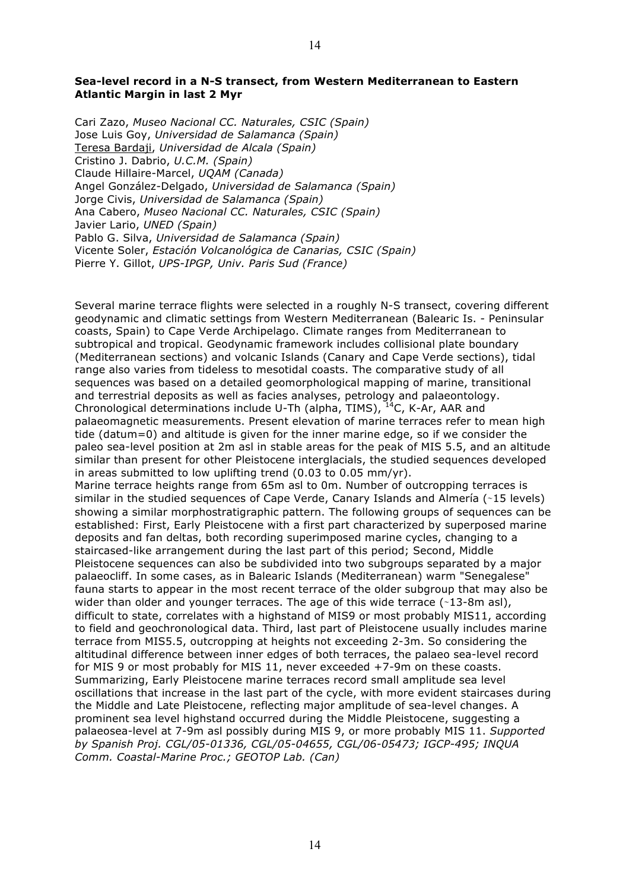### **Sea-level record in a N-S transect, from Western Mediterranean to Eastern Atlantic Margin in last 2 Myr**

Cari Zazo, *Museo Nacional CC. Naturales, CSIC (Spain)*
Jose Luis Goy, *Universidad de Salamanca (Spain)*
Teresa Bardaji, *Universidad de Alcala (Spain)*
Cristino J. Dabrio, *U.C.M. (Spain)*
Claude Hillaire-Marcel, *UQAM (Canada)*
Angel González-Delgado, *Universidad de Salamanca (Spain)*
Jorge Civis, *Universidad de Salamanca (Spain)*
Ana Cabero, *Museo Nacional CC. Naturales, CSIC (Spain)*
Javier Lario, *UNED (Spain)*
Pablo G. Silva, *Universidad de Salamanca (Spain)*
Vicente Soler, *Estación Volcanológica de Canarias, CSIC (Spain)*
Pierre Y. Gillot, *UPS-IPGP, Univ. Paris Sud (France)*

Several marine terrace flights were selected in a roughly N-S transect, covering different geodynamic and climatic settings from Western Mediterranean (Balearic Is. - Peninsular coasts, Spain) to Cape Verde Archipelago. Climate ranges from Mediterranean to subtropical and tropical. Geodynamic framework includes collisional plate boundary (Mediterranean sections) and volcanic Islands (Canary and Cape Verde sections), tidal range also varies from tideless to mesotidal coasts. The comparative study of all sequences was based on a detailed geomorphological mapping of marine, transitional and terrestrial deposits as well as facies analyses, petrology and palaeontology. Chronological determinations include U-Th (alpha, TIMS), $^{14}$C, K-Ar, AAR and palaeomagnetic measurements. Present elevation of marine terraces refer to mean high tide (datum=0) and altitude is given for the inner marine edge, so if we consider the paleo sea-level position at 2m asl in stable areas for the peak of MIS 5.5, and an altitude similar than present for other Pleistocene interglacials, the studied sequences developed in areas submitted to low uplifting trend (0.03 to 0.05 mm/yr).
Marine terrace heights range from 65m asl to 0m. Number of outcropping terraces is similar in the studied sequences of Cape Verde, Canary Islands and Almería (~15 levels) showing a similar morphostratigraphic pattern. The following groups of sequences can be established: First, Early Pleistocene with a first part characterized by superposed marine deposits and fan deltas, both recording superimposed marine cycles, changing to a staircased-like arrangement during the last part of this period; Second, Middle Pleistocene sequences can also be subdivided into two subgroups separated by a major palaeocliff. In some cases, as in Balearic Islands (Mediterranean) warm "Senegalese" fauna starts to appear in the most recent terrace of the older subgroup that may also be wider than older and younger terraces. The age of this wide terrace (~13-8m asl), difficult to state, correlates with a highstand of MIS9 or most probably MIS11, according to field and geochronological data. Third, last part of Pleistocene usually includes marine terrace from MIS5.5, outcropping at heights not exceeding 2-3m. So considering the altitudinal difference between inner edges of both terraces, the palaeo sea-level record for MIS 9 or most probably for MIS 11, never exceeded +7-9m on these coasts. Summarizing, Early Pleistocene marine terraces record small amplitude sea level oscillations that increase in the last part of the cycle, with more evident staircases during the Middle and Late Pleistocene, reflecting major amplitude of sea-level changes. A prominent sea level highstand occurred during the Middle Pleistocene, suggesting a palaeosea-level at 7-9m asl possibly during MIS 9, or more probably MIS 11. *Supported by Spanish Proj. CGL/05-01336, CGL/05-04655, CGL/06-05473; IGCP-495; INQUA Comm. Coastal-Marine Proc.; GEOTOP Lab. (Can)*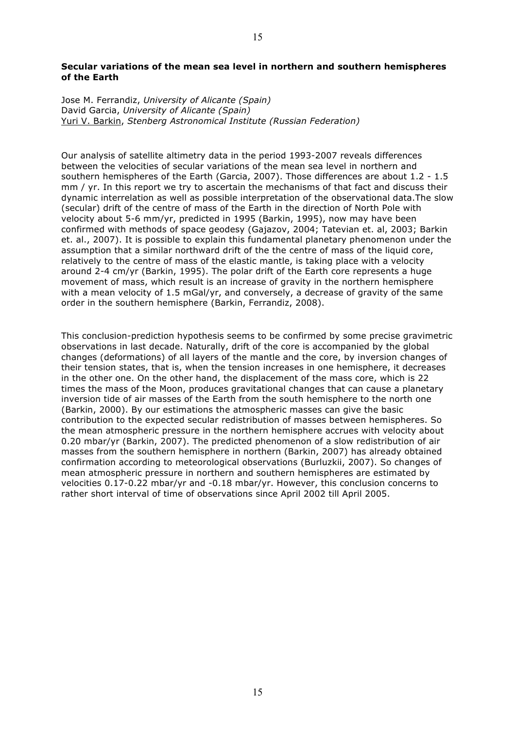**Secular variations of the mean sea level in northern and southern hemispheres of the Earth**

Jose M. Ferrandiz, *University of Alicante (Spain)*
David Garcia, *University of Alicante (Spain)*
Yuri V. Barkin, *Stenberg Astronomical Institute (Russian Federation)*

Our analysis of satellite altimetry data in the period 1993-2007 reveals differences between the velocities of secular variations of the mean sea level in northern and southern hemispheres of the Earth (Garcia, 2007). Those differences are about 1.2 - 1.5 mm / yr. In this report we try to ascertain the mechanisms of that fact and discuss their dynamic interrelation as well as possible interpretation of the observational data.The slow (secular) drift of the centre of mass of the Earth in the direction of North Pole with velocity about 5-6 mm/yr, predicted in 1995 (Barkin, 1995), now may have been confirmed with methods of space geodesy (Gajazov, 2004; Tatevian et. al, 2003; Barkin et. al., 2007). It is possible to explain this fundamental planetary phenomenon under the assumption that a similar northward drift of the the centre of mass of the liquid core, relatively to the centre of mass of the elastic mantle, is taking place with a velocity around 2-4 cm/yr (Barkin, 1995). The polar drift of the Earth core represents a huge movement of mass, which result is an increase of gravity in the northern hemisphere with a mean velocity of 1.5 mGal/yr, and conversely, a decrease of gravity of the same order in the southern hemisphere (Barkin, Ferrandiz, 2008).

This conclusion-prediction hypothesis seems to be confirmed by some precise gravimetric observations in last decade. Naturally, drift of the core is accompanied by the global changes (deformations) of all layers of the mantle and the core, by inversion changes of their tension states, that is, when the tension increases in one hemisphere, it decreases in the other one. On the other hand, the displacement of the mass core, which is 22 times the mass of the Moon, produces gravitational changes that can cause a planetary inversion tide of air masses of the Earth from the south hemisphere to the north one (Barkin, 2000). By our estimations the atmospheric masses can give the basic contribution to the expected secular redistribution of masses between hemispheres. So the mean atmospheric pressure in the northern hemisphere accrues with velocity about 0.20 mbar/yr (Barkin, 2007). The predicted phenomenon of a slow redistribution of air masses from the southern hemisphere in northern (Barkin, 2007) has already obtained confirmation according to meteorological observations (Burluzkii, 2007). So changes of mean atmospheric pressure in northern and southern hemispheres are estimated by velocities 0.17-0.22 mbar/yr and -0.18 mbar/yr. However, this conclusion concerns to rather short interval of time of observations since April 2002 till April 2005.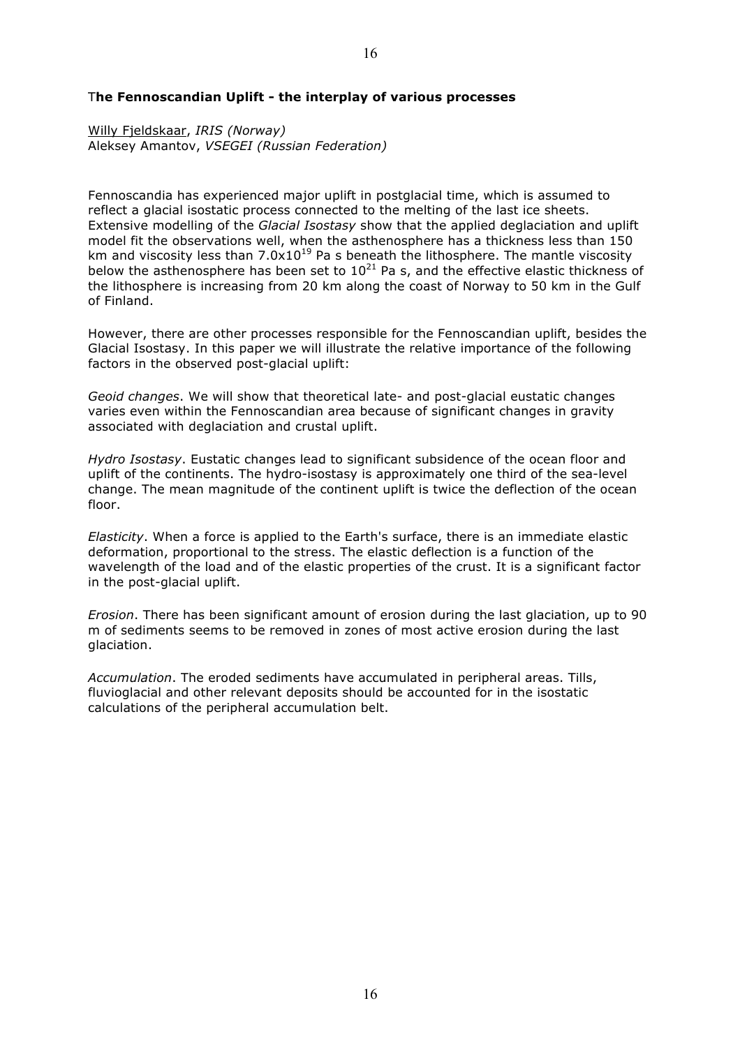## The Fennoscandian Uplift - the interplay of various processes

Willy Fjeldskaar, *IRIS (Norway)*
Aleksey Amantov, *VSEGEI (Russian Federation)*

Fennoscandia has experienced major uplift in postglacial time, which is assumed to reflect a glacial isostatic process connected to the melting of the last ice sheets. Extensive modelling of the *Glacial Isostasy* show that the applied deglaciation and uplift model fit the observations well, when the asthenosphere has a thickness less than 150 km and viscosity less than $7.0 \times 10^{19}$ Pa s beneath the lithosphere. The mantle viscosity below the asthenosphere has been set to $10^{21}$ Pa s, and the effective elastic thickness of the lithosphere is increasing from 20 km along the coast of Norway to 50 km in the Gulf of Finland.

However, there are other processes responsible for the Fennoscandian uplift, besides the Glacial Isostasy. In this paper we will illustrate the relative importance of the following factors in the observed post-glacial uplift:

*Geoid changes*. We will show that theoretical late- and post-glacial eustatic changes varies even within the Fennoscandian area because of significant changes in gravity associated with deglaciation and crustal uplift.

*Hydro Isostasy*. Eustatic changes lead to significant subsidence of the ocean floor and uplift of the continents. The hydro-isostasy is approximately one third of the sea-level change. The mean magnitude of the continent uplift is twice the deflection of the ocean floor.

*Elasticity*. When a force is applied to the Earth's surface, there is an immediate elastic deformation, proportional to the stress. The elastic deflection is a function of the wavelength of the load and of the elastic properties of the crust. It is a significant factor in the post-glacial uplift.

*Erosion*. There has been significant amount of erosion during the last glaciation, up to 90 m of sediments seems to be removed in zones of most active erosion during the last glaciation.

*Accumulation*. The eroded sediments have accumulated in peripheral areas. Tills, fluvioglacial and other relevant deposits should be accounted for in the isostatic calculations of the peripheral accumulation belt.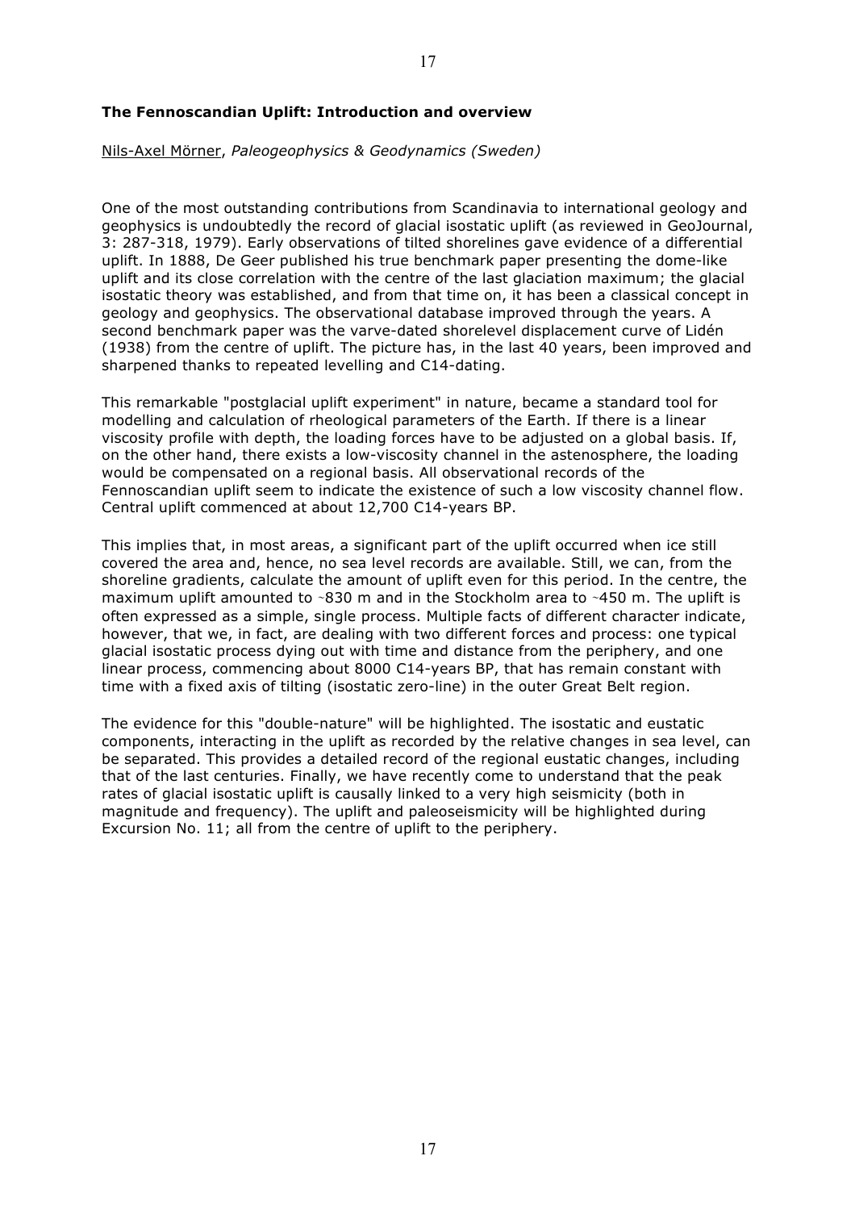## The Fennoscandian Uplift: Introduction and overview

Nils-Axel Mörner, *Paleogeophysics & Geodynamics (Sweden)*

One of the most outstanding contributions from Scandinavia to international geology and geophysics is undoubtedly the record of glacial isostatic uplift (as reviewed in GeoJournal, 3: 287-318, 1979). Early observations of tilted shorelines gave evidence of a differential uplift. In 1888, De Geer published his true benchmark paper presenting the dome-like uplift and its close correlation with the centre of the last glaciation maximum; the glacial isostatic theory was established, and from that time on, it has been a classical concept in geology and geophysics. The observational database improved through the years. A second benchmark paper was the varve-dated shorelevel displacement curve of Lidén (1938) from the centre of uplift. The picture has, in the last 40 years, been improved and sharpened thanks to repeated levelling and C14-dating.

This remarkable "postglacial uplift experiment" in nature, became a standard tool for modelling and calculation of rheological parameters of the Earth. If there is a linear viscosity profile with depth, the loading forces have to be adjusted on a global basis. If, on the other hand, there exists a low-viscosity channel in the astenosphere, the loading would be compensated on a regional basis. All observational records of the Fennoscandian uplift seem to indicate the existence of such a low viscosity channel flow. Central uplift commenced at about 12,700 C14-years BP.

This implies that, in most areas, a significant part of the uplift occurred when ice still covered the area and, hence, no sea level records are available. Still, we can, from the shoreline gradients, calculate the amount of uplift even for this period. In the centre, the maximum uplift amounted to ~830 m and in the Stockholm area to ~450 m. The uplift is often expressed as a simple, single process. Multiple facts of different character indicate, however, that we, in fact, are dealing with two different forces and process: one typical glacial isostatic process dying out with time and distance from the periphery, and one linear process, commencing about 8000 C14-years BP, that has remain constant with time with a fixed axis of tilting (isostatic zero-line) in the outer Great Belt region.

The evidence for this "double-nature" will be highlighted. The isostatic and eustatic components, interacting in the uplift as recorded by the relative changes in sea level, can be separated. This provides a detailed record of the regional eustatic changes, including that of the last centuries. Finally, we have recently come to understand that the peak rates of glacial isostatic uplift is causally linked to a very high seismicity (both in magnitude and frequency). The uplift and paleoseismicity will be highlighted during Excursion No. 11; all from the centre of uplift to the periphery.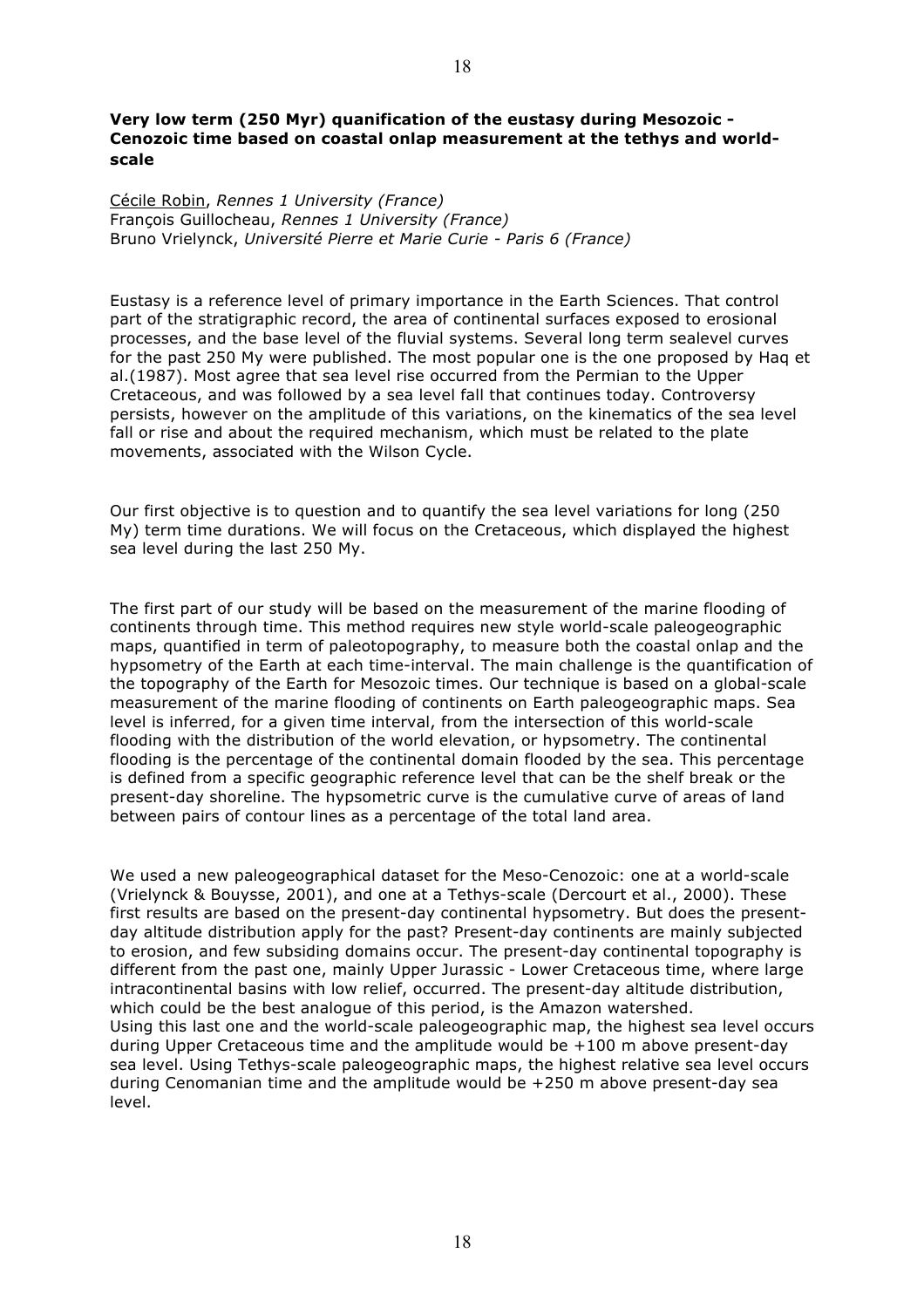**Very low term (250 Myr) quanification of the eustasy during Mesozoic - Cenozoic time based on coastal onlap measurement at the tethys and world-scale**

Cécile Robin, *Rennes 1 University (France)*
François Guillocheau, *Rennes 1 University (France)*
Bruno Vrielynck, *Université Pierre et Marie Curie - Paris 6 (France)*

Eustasy is a reference level of primary importance in the Earth Sciences. That control part of the stratigraphic record, the area of continental surfaces exposed to erosional processes, and the base level of the fluvial systems. Several long term sealevel curves for the past 250 My were published. The most popular one is the one proposed by Haq et al.(1987). Most agree that sea level rise occurred from the Permian to the Upper Cretaceous, and was followed by a sea level fall that continues today. Controversy persists, however on the amplitude of this variations, on the kinematics of the sea level fall or rise and about the required mechanism, which must be related to the plate movements, associated with the Wilson Cycle.

Our first objective is to question and to quantify the sea level variations for long (250 My) term time durations. We will focus on the Cretaceous, which displayed the highest sea level during the last 250 My.

The first part of our study will be based on the measurement of the marine flooding of continents through time. This method requires new style world-scale paleogeographic maps, quantified in term of paleotopography, to measure both the coastal onlap and the hypsometry of the Earth at each time-interval. The main challenge is the quantification of the topography of the Earth for Mesozoic times. Our technique is based on a global-scale measurement of the marine flooding of continents on Earth paleogeographic maps. Sea level is inferred, for a given time interval, from the intersection of this world-scale flooding with the distribution of the world elevation, or hypsometry. The continental flooding is the percentage of the continental domain flooded by the sea. This percentage is defined from a specific geographic reference level that can be the shelf break or the present-day shoreline. The hypsometric curve is the cumulative curve of areas of land between pairs of contour lines as a percentage of the total land area.

We used a new paleogeographical dataset for the Meso-Cenozoic: one at a world-scale (Vrielynck & Bouysse, 2001), and one at a Tethys-scale (Dercourt et al., 2000). These first results are based on the present-day continental hypsometry. But does the present-day altitude distribution apply for the past? Present-day continents are mainly subjected to erosion, and few subsiding domains occur. The present-day continental topography is different from the past one, mainly Upper Jurassic - Lower Cretaceous time, where large intracontinental basins with low relief, occurred. The present-day altitude distribution, which could be the best analogue of this period, is the Amazon watershed.
Using this last one and the world-scale paleogeographic map, the highest sea level occurs during Upper Cretaceous time and the amplitude would be +100 m above present-day sea level. Using Tethys-scale paleogeographic maps, the highest relative sea level occurs during Cenomanian time and the amplitude would be +250 m above present-day sea level.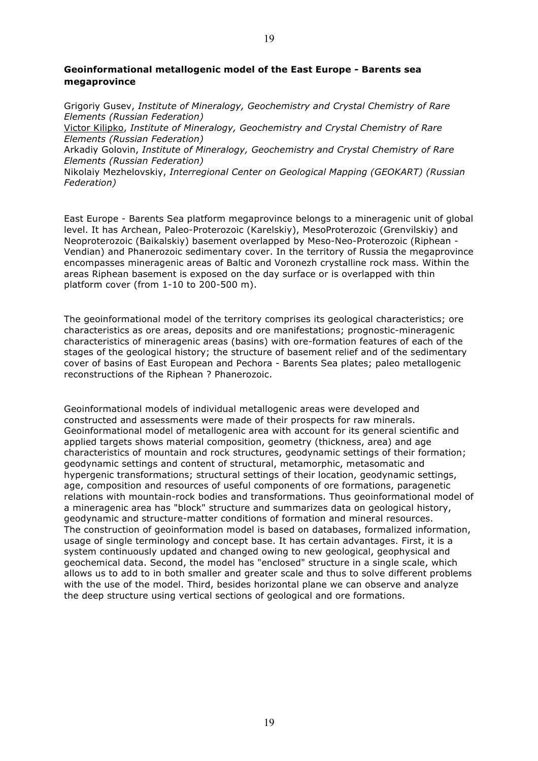**Geoinformational metallogenic model of the East Europe - Barents sea megaprovince**

Grigoriy Gusev, *Institute of Mineralogy, Geochemistry and Crystal Chemistry of Rare Elements (Russian Federation)*
Victor Kilipko, *Institute of Mineralogy, Geochemistry and Crystal Chemistry of Rare Elements (Russian Federation)*
Arkadiy Golovin, *Institute of Mineralogy, Geochemistry and Crystal Chemistry of Rare Elements (Russian Federation)*
Nikolaiy Mezhelovskiy, *Interregional Center on Geological Mapping (GEOKART) (Russian Federation)*

East Europe - Barents Sea platform megaprovince belongs to a mineragenic unit of global level. It has Archean, Paleo-Proterozoic (Karelskiy), MesoProterozoic (Grenvilskiy) and Neoproterozoic (Baikalskiy) basement overlapped by Meso-Neo-Proterozoic (Riphean - Vendian) and Phanerozoic sedimentary cover. In the territory of Russia the megaprovince encompasses mineragenic areas of Baltic and Voronezh crystalline rock mass. Within the areas Riphean basement is exposed on the day surface or is overlapped with thin platform cover (from 1-10 to 200-500 m).

The geoinformational model of the territory comprises its geological characteristics; ore characteristics as ore areas, deposits and ore manifestations; prognostic-mineragenic characteristics of mineragenic areas (basins) with ore-formation features of each of the stages of the geological history; the structure of basement relief and of the sedimentary cover of basins of East European and Pechora - Barents Sea plates; paleo metallogenic reconstructions of the Riphean ? Phanerozoic.

Geoinformational models of individual metallogenic areas were developed and constructed and assessments were made of their prospects for raw minerals. Geoinformational model of metallogenic area with account for its general scientific and applied targets shows material composition, geometry (thickness, area) and age characteristics of mountain and rock structures, geodynamic settings of their formation; geodynamic settings and content of structural, metamorphic, metasomatic and hypergenic transformations; structural settings of their location, geodynamic settings, age, composition and resources of useful components of ore formations, paragenetic relations with mountain-rock bodies and transformations. Thus geoinformational model of a mineragenic area has "block" structure and summarizes data on geological history, geodynamic and structure-matter conditions of formation and mineral resources.
The construction of geoinformation model is based on databases, formalized information, usage of single terminology and concept base. It has certain advantages. First, it is a system continuously updated and changed owing to new geological, geophysical and geochemical data. Second, the model has "enclosed" structure in a single scale, which allows us to add to in both smaller and greater scale and thus to solve different problems with the use of the model. Third, besides horizontal plane we can observe and analyze the deep structure using vertical sections of geological and ore formations.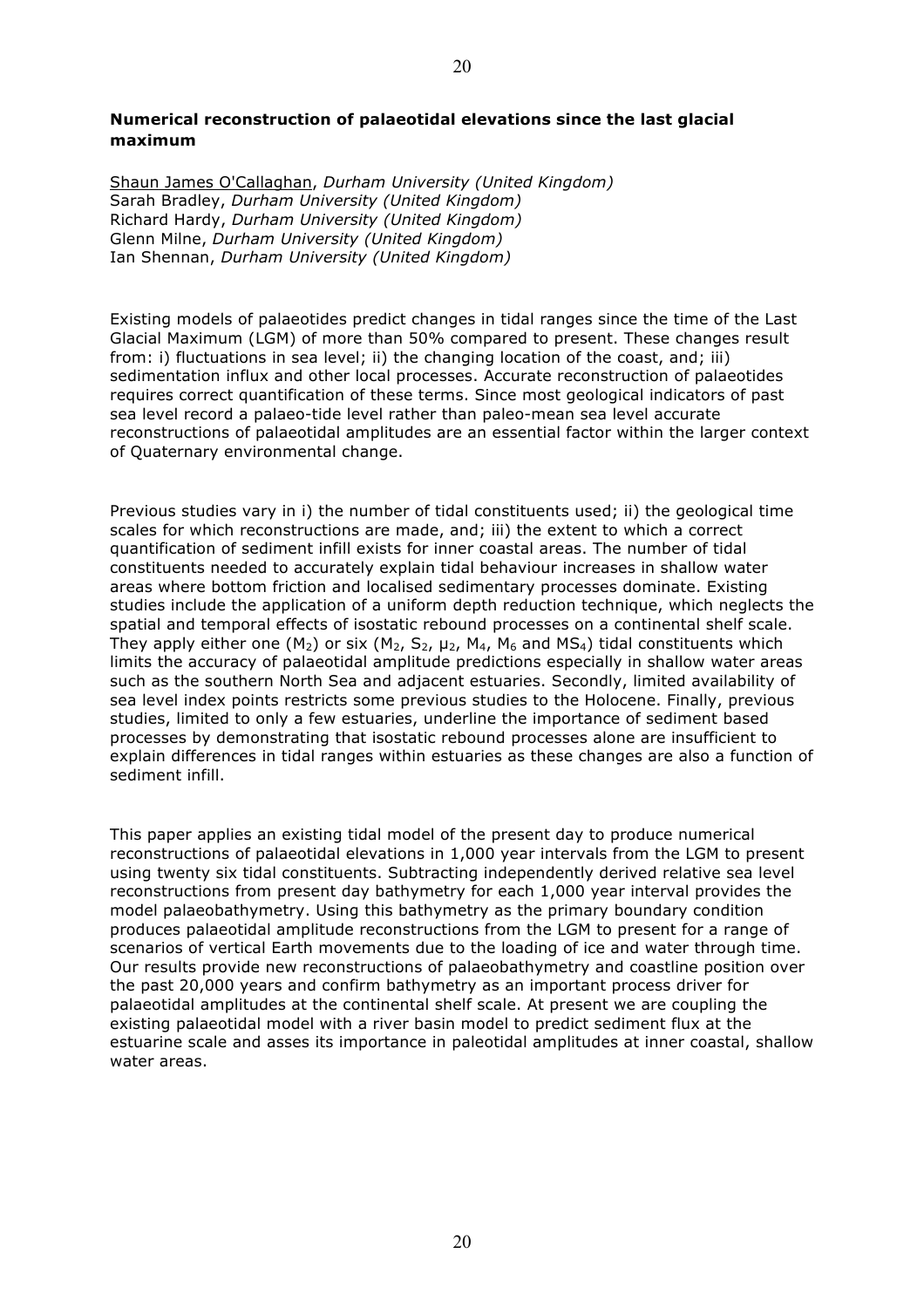## Numerical reconstruction of palaeotidal elevations since the last glacial maximum

Shaun James O'Callaghan, *Durham University (United Kingdom)*
Sarah Bradley, *Durham University (United Kingdom)*
Richard Hardy, *Durham University (United Kingdom)*
Glenn Milne, *Durham University (United Kingdom)*
Ian Shennan, *Durham University (United Kingdom)*

Existing models of palaeotides predict changes in tidal ranges since the time of the Last Glacial Maximum (LGM) of more than 50% compared to present. These changes result from: i) fluctuations in sea level; ii) the changing location of the coast, and; iii) sedimentation influx and other local processes. Accurate reconstruction of palaeotides requires correct quantification of these terms. Since most geological indicators of past sea level record a palaeo-tide level rather than paleo-mean sea level accurate reconstructions of palaeotidal amplitudes are an essential factor within the larger context of Quaternary environmental change.

Previous studies vary in i) the number of tidal constituents used; ii) the geological time scales for which reconstructions are made, and; iii) the extent to which a correct quantification of sediment infill exists for inner coastal areas. The number of tidal constituents needed to accurately explain tidal behaviour increases in shallow water areas where bottom friction and localised sedimentary processes dominate. Existing studies include the application of a uniform depth reduction technique, which neglects the spatial and temporal effects of isostatic rebound processes on a continental shelf scale. They apply either one ($M_2$) or six ($M_2$, $S_2$, $\mu_2$, $M_4$, $M_6$ and $MS_4$) tidal constituents which limits the accuracy of palaeotidal amplitude predictions especially in shallow water areas such as the southern North Sea and adjacent estuaries. Secondly, limited availability of sea level index points restricts some previous studies to the Holocene. Finally, previous studies, limited to only a few estuaries, underline the importance of sediment based processes by demonstrating that isostatic rebound processes alone are insufficient to explain differences in tidal ranges within estuaries as these changes are also a function of sediment infill.

This paper applies an existing tidal model of the present day to produce numerical reconstructions of palaeotidal elevations in 1,000 year intervals from the LGM to present using twenty six tidal constituents. Subtracting independently derived relative sea level reconstructions from present day bathymetry for each 1,000 year interval provides the model palaeobathymetry. Using this bathymetry as the primary boundary condition produces palaeotidal amplitude reconstructions from the LGM to present for a range of scenarios of vertical Earth movements due to the loading of ice and water through time. Our results provide new reconstructions of palaeobathymetry and coastline position over the past 20,000 years and confirm bathymetry as an important process driver for palaeotidal amplitudes at the continental shelf scale. At present we are coupling the existing palaeotidal model with a river basin model to predict sediment flux at the estuarine scale and asses its importance in paleotidal amplitudes at inner coastal, shallow water areas.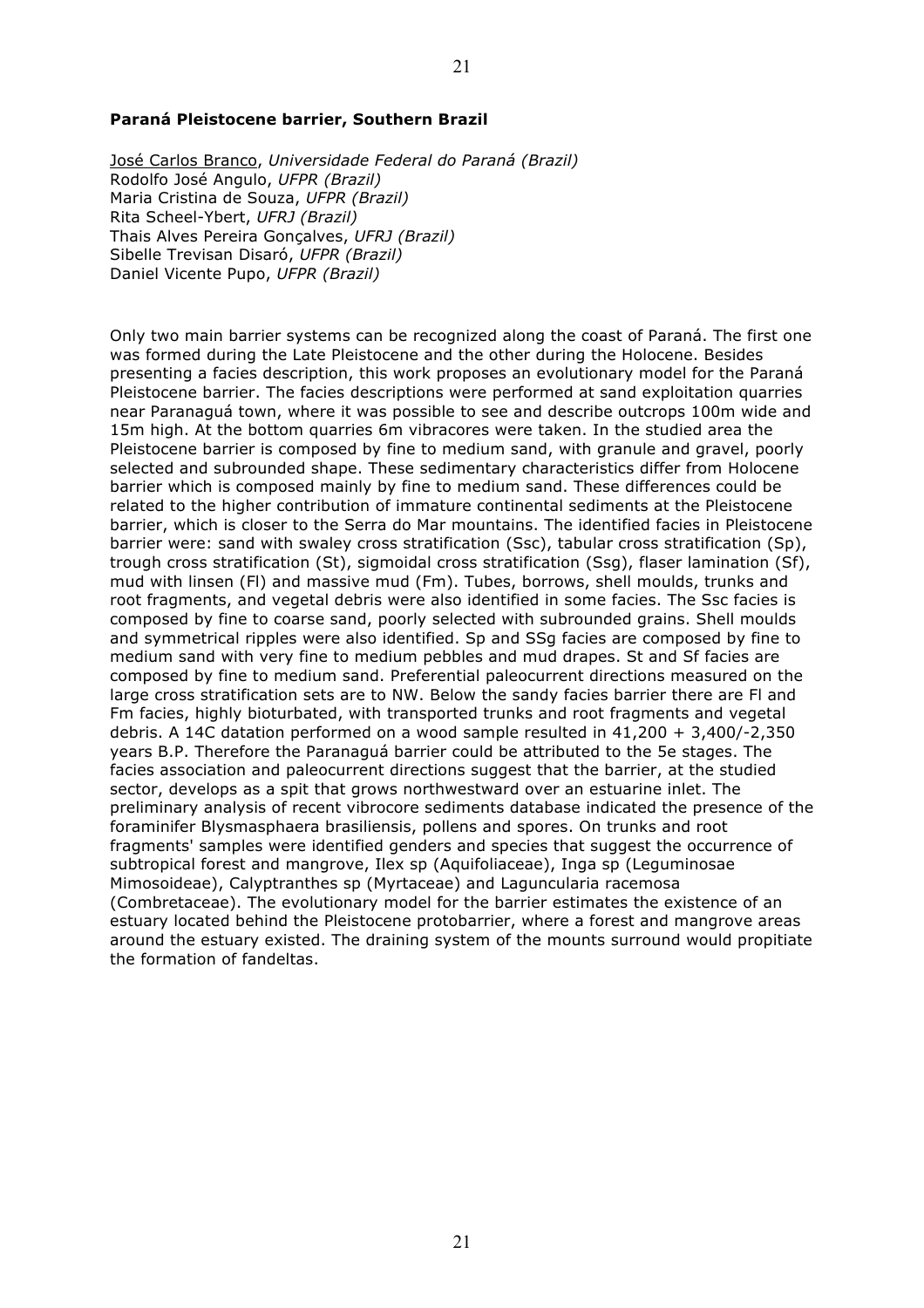**Paraná Pleistocene barrier, Southern Brazil**

José Carlos Branco, *Universidade Federal do Paraná (Brazil)*
Rodolfo José Angulo, *UFPR (Brazil)*
Maria Cristina de Souza, *UFPR (Brazil)*
Rita Scheel-Ybert, *UFRJ (Brazil)*
Thais Alves Pereira Gonçalves, *UFRJ (Brazil)*
Sibelle Trevisan Disaró, *UFPR (Brazil)*
Daniel Vicente Pupo, *UFPR (Brazil)*

Only two main barrier systems can be recognized along the coast of Paraná. The first one was formed during the Late Pleistocene and the other during the Holocene. Besides presenting a facies description, this work proposes an evolutionary model for the Paraná Pleistocene barrier. The facies descriptions were performed at sand exploitation quarries near Paranaguá town, where it was possible to see and describe outcrops 100m wide and 15m high. At the bottom quarries 6m vibracores were taken. In the studied area the Pleistocene barrier is composed by fine to medium sand, with granule and gravel, poorly selected and subrounded shape. These sedimentary characteristics differ from Holocene barrier which is composed mainly by fine to medium sand. These differences could be related to the higher contribution of immature continental sediments at the Pleistocene barrier, which is closer to the Serra do Mar mountains. The identified facies in Pleistocene barrier were: sand with swaley cross stratification (Ssc), tabular cross stratification (Sp), trough cross stratification (St), sigmoidal cross stratification (Ssg), flaser lamination (Sf), mud with linsen (Fl) and massive mud (Fm). Tubes, borrows, shell moulds, trunks and root fragments, and vegetal debris were also identified in some facies. The Ssc facies is composed by fine to coarse sand, poorly selected with subrounded grains. Shell moulds and symmetrical ripples were also identified. Sp and SSg facies are composed by fine to medium sand with very fine to medium pebbles and mud drapes. St and Sf facies are composed by fine to medium sand. Preferential paleocurrent directions measured on the large cross stratification sets are to NW. Below the sandy facies barrier there are Fl and Fm facies, highly bioturbated, with transported trunks and root fragments and vegetal debris. A 14C datation performed on a wood sample resulted in 41,200 + 3,400/-2,350 years B.P. Therefore the Paranaguá barrier could be attributed to the 5e stages. The facies association and paleocurrent directions suggest that the barrier, at the studied sector, develops as a spit that grows northwestward over an estuarine inlet. The preliminary analysis of recent vibrocore sediments database indicated the presence of the foraminifer Blysmasphaera brasiliensis, pollens and spores. On trunks and root fragments' samples were identified genders and species that suggest the occurrence of subtropical forest and mangrove, Ilex sp (Aquifoliaceae), Inga sp (Leguminosae Mimosoideae), Calyptranthes sp (Myrtaceae) and Laguncularia racemosa (Combretaceae). The evolutionary model for the barrier estimates the existence of an estuary located behind the Pleistocene protobarrier, where a forest and mangrove areas around the estuary existed. The draining system of the mounts surround would propitiate the formation of fandeltas.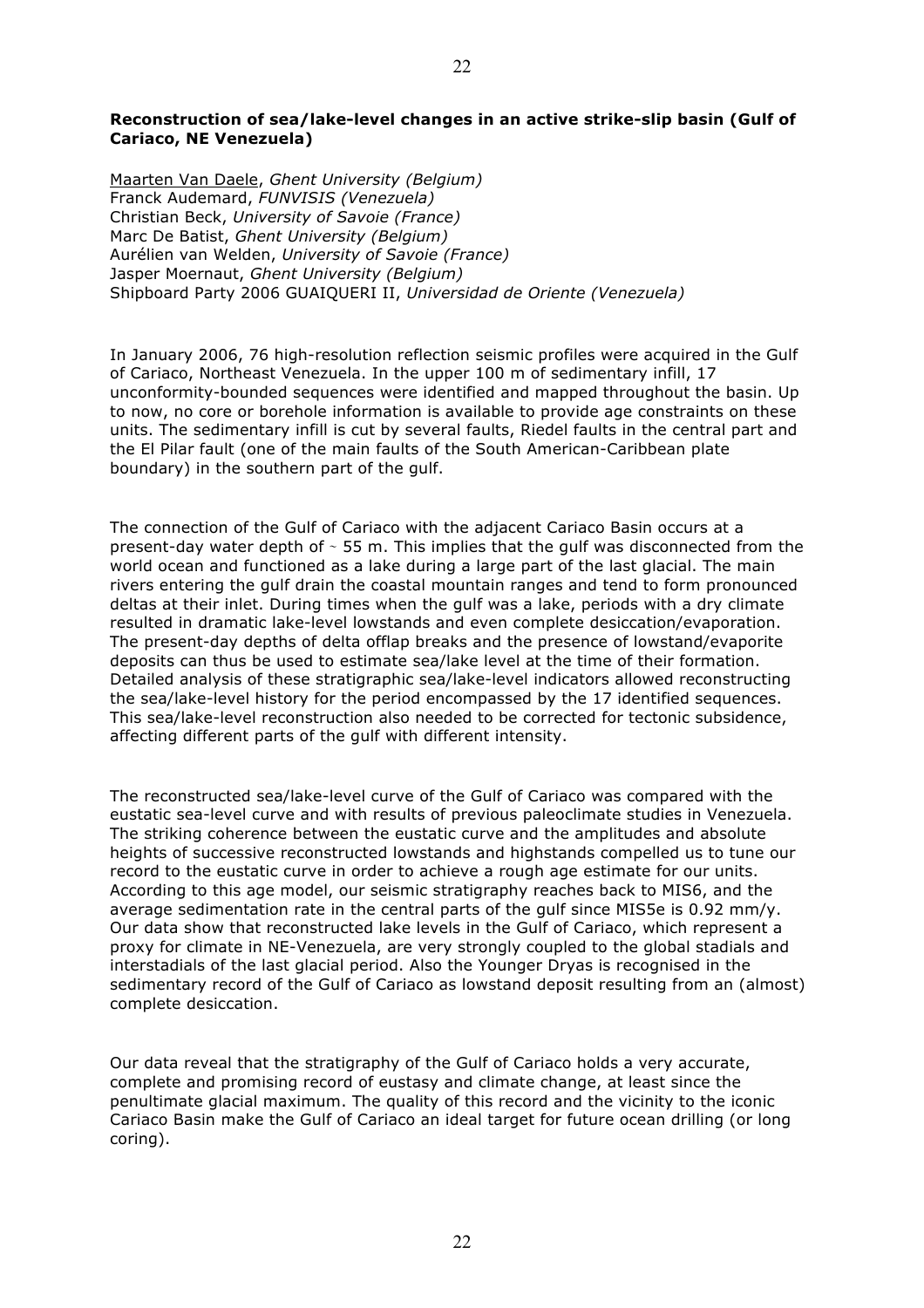**Reconstruction of sea/lake-level changes in an active strike-slip basin (Gulf of Cariaco, NE Venezuela)**

Maarten Van Daele, *Ghent University (Belgium)*
Franck Audemard, *FUNVISIS (Venezuela)*
Christian Beck, *University of Savoie (France)*
Marc De Batist, *Ghent University (Belgium)*
Aurélien van Welden, *University of Savoie (France)*
Jasper Moernaut, *Ghent University (Belgium)*
Shipboard Party 2006 GUAIQUERI II, *Universidad de Oriente (Venezuela)*

In January 2006, 76 high-resolution reflection seismic profiles were acquired in the Gulf of Cariaco, Northeast Venezuela. In the upper 100 m of sedimentary infill, 17 unconformity-bounded sequences were identified and mapped throughout the basin. Up to now, no core or borehole information is available to provide age constraints on these units. The sedimentary infill is cut by several faults, Riedel faults in the central part and the El Pilar fault (one of the main faults of the South American-Caribbean plate boundary) in the southern part of the gulf.

The connection of the Gulf of Cariaco with the adjacent Cariaco Basin occurs at a present-day water depth of ~ 55 m. This implies that the gulf was disconnected from the world ocean and functioned as a lake during a large part of the last glacial. The main rivers entering the gulf drain the coastal mountain ranges and tend to form pronounced deltas at their inlet. During times when the gulf was a lake, periods with a dry climate resulted in dramatic lake-level lowstands and even complete desiccation/evaporation. The present-day depths of delta offlap breaks and the presence of lowstand/evaporite deposits can thus be used to estimate sea/lake level at the time of their formation. Detailed analysis of these stratigraphic sea/lake-level indicators allowed reconstructing the sea/lake-level history for the period encompassed by the 17 identified sequences. This sea/lake-level reconstruction also needed to be corrected for tectonic subsidence, affecting different parts of the gulf with different intensity.

The reconstructed sea/lake-level curve of the Gulf of Cariaco was compared with the eustatic sea-level curve and with results of previous paleoclimate studies in Venezuela. The striking coherence between the eustatic curve and the amplitudes and absolute heights of successive reconstructed lowstands and highstands compelled us to tune our record to the eustatic curve in order to achieve a rough age estimate for our units. According to this age model, our seismic stratigraphy reaches back to MIS6, and the average sedimentation rate in the central parts of the gulf since MIS5e is 0.92 mm/y. Our data show that reconstructed lake levels in the Gulf of Cariaco, which represent a proxy for climate in NE-Venezuela, are very strongly coupled to the global stadials and interstadials of the last glacial period. Also the Younger Dryas is recognised in the sedimentary record of the Gulf of Cariaco as lowstand deposit resulting from an (almost) complete desiccation.

Our data reveal that the stratigraphy of the Gulf of Cariaco holds a very accurate, complete and promising record of eustasy and climate change, at least since the penultimate glacial maximum. The quality of this record and the vicinity to the iconic Cariaco Basin make the Gulf of Cariaco an ideal target for future ocean drilling (or long coring).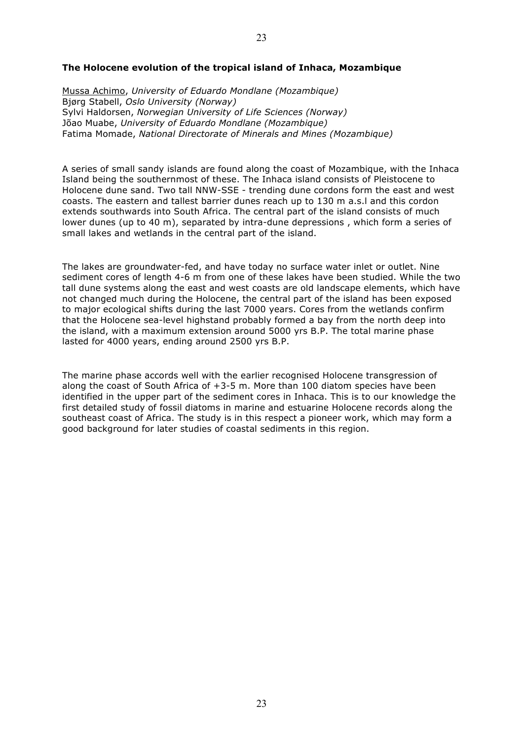**The Holocene evolution of the tropical island of Inhaca, Mozambique**

<u>Mussa Achimo</u>, *University of Eduardo Mondlane (Mozambique)*
Bjørg Stabell, *Oslo University (Norway)*
Sylvi Haldorsen, *Norwegian University of Life Sciences (Norway)*
Jõao Muabe, *University of Eduardo Mondlane (Mozambique)*
Fatima Momade, *National Directorate of Minerals and Mines (Mozambique)*

A series of small sandy islands are found along the coast of Mozambique, with the Inhaca Island being the southernmost of these. The Inhaca island consists of Pleistocene to Holocene dune sand. Two tall NNW-SSE - trending dune cordons form the east and west coasts. The eastern and tallest barrier dunes reach up to 130 m a.s.l and this cordon extends southwards into South Africa. The central part of the island consists of much lower dunes (up to 40 m), separated by intra-dune depressions , which form a series of small lakes and wetlands in the central part of the island.

The lakes are groundwater-fed, and have today no surface water inlet or outlet. Nine sediment cores of length 4-6 m from one of these lakes have been studied. While the two tall dune systems along the east and west coasts are old landscape elements, which have not changed much during the Holocene, the central part of the island has been exposed to major ecological shifts during the last 7000 years. Cores from the wetlands confirm that the Holocene sea-level highstand probably formed a bay from the north deep into the island, with a maximum extension around 5000 yrs B.P. The total marine phase lasted for 4000 years, ending around 2500 yrs B.P.

The marine phase accords well with the earlier recognised Holocene transgression of along the coast of South Africa of +3-5 m. More than 100 diatom species have been identified in the upper part of the sediment cores in Inhaca. This is to our knowledge the first detailed study of fossil diatoms in marine and estuarine Holocene records along the southeast coast of Africa. The study is in this respect a pioneer work, which may form a good background for later studies of coastal sediments in this region.